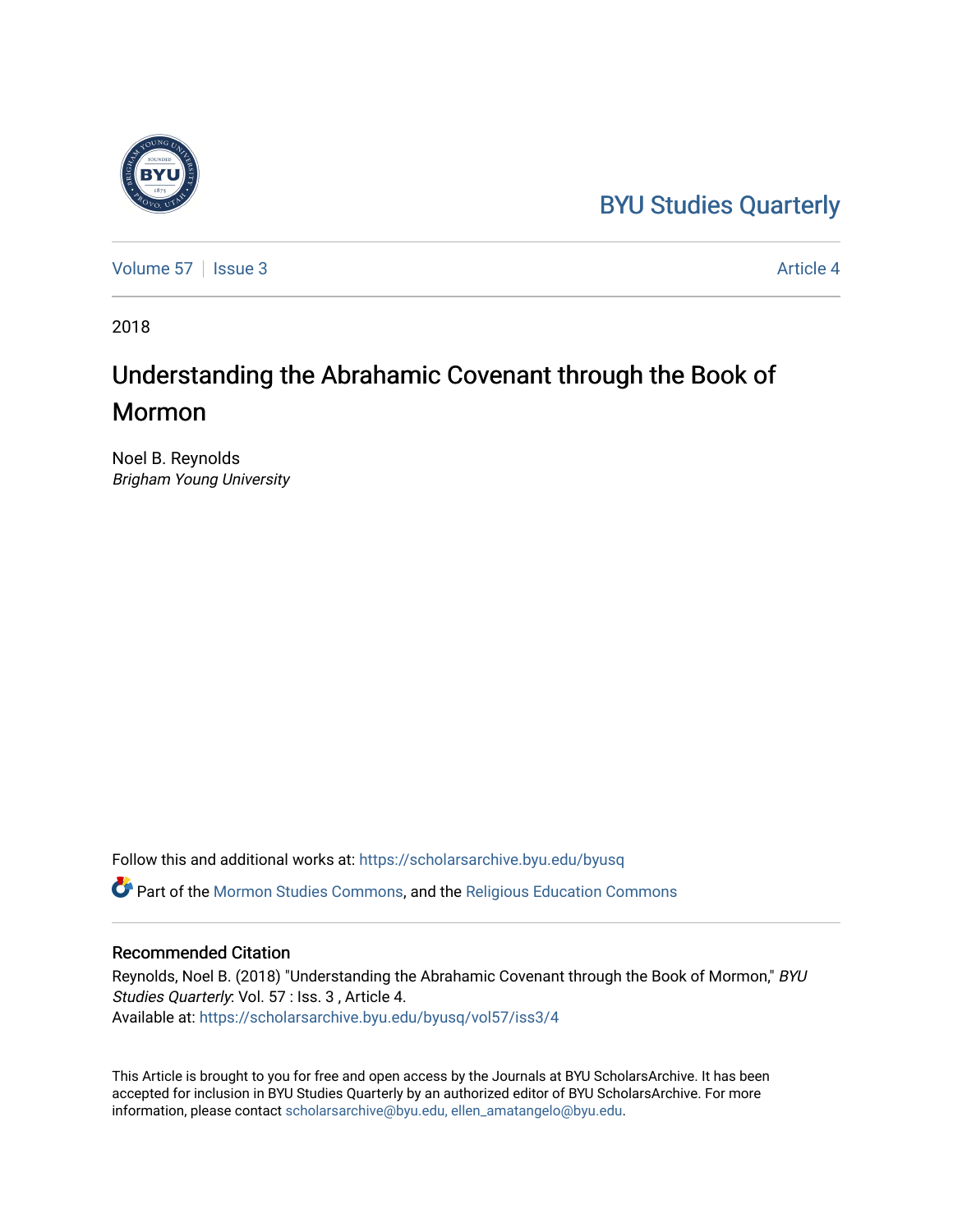BYU Studies Quarterly

Volume 57 | Issue 3 | Article 4

2018

# Understanding the Abrahamic Covenant through the Book of Mormon

Noel B. Reynolds
*Brigham Young University*

Follow this and additional works at: https://scholarsarchive.byu.edu/byusq

Part of the Mormon Studies Commons, and the Religious Education Commons

## Recommended Citation

Reynolds, Noel B. (2018) "Understanding the Abrahamic Covenant through the Book of Mormon," *BYU Studies Quarterly*: Vol. 57 : Iss. 3 , Article 4.
Available at: https://scholarsarchive.byu.edu/byusq/vol57/iss3/4

This Article is brought to you for free and open access by the Journals at BYU ScholarsArchive. It has been accepted for inclusion in BYU Studies Quarterly by an authorized editor of BYU ScholarsArchive. For more information, please contact scholarsarchive@byu.edu, ellen_amatangelo@byu.edu.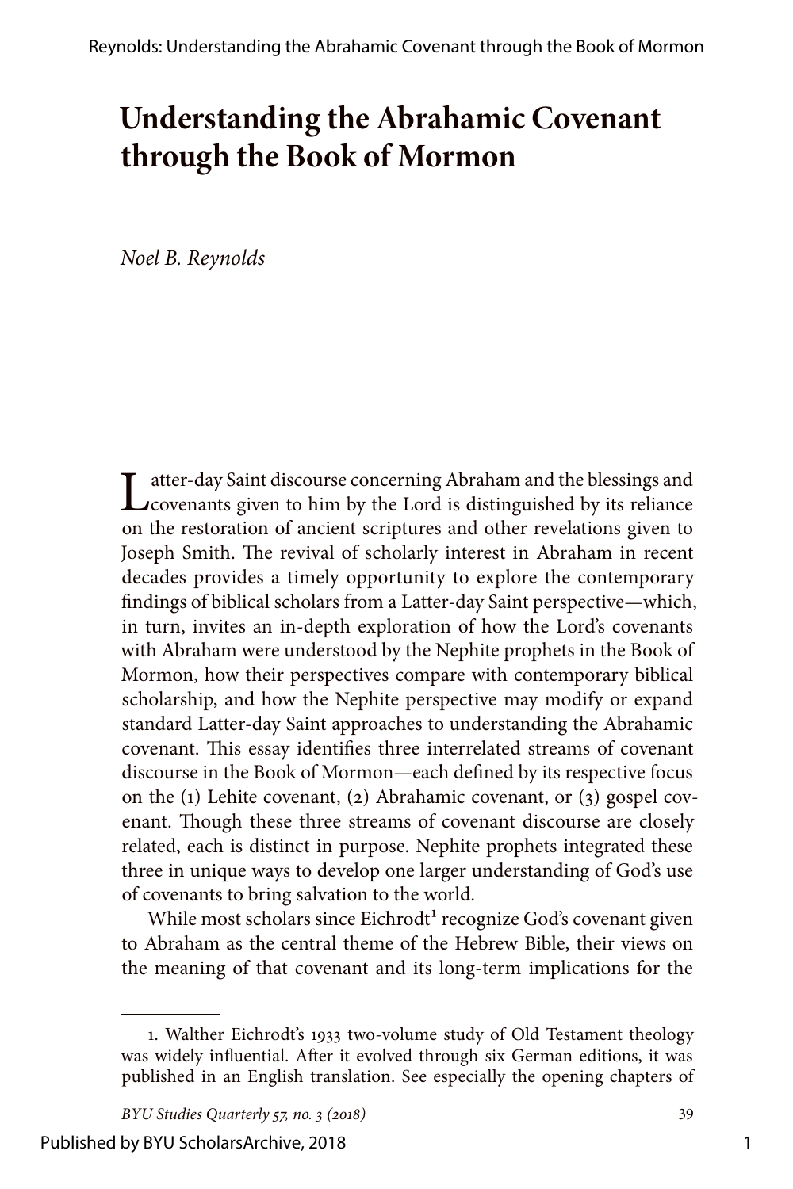# Understanding the Abrahamic Covenant through the Book of Mormon

*Noel B. Reynolds*

Latter-day Saint discourse concerning Abraham and the blessings and covenants given to him by the Lord is distinguished by its reliance on the restoration of ancient scriptures and other revelations given to Joseph Smith. The revival of scholarly interest in Abraham in recent decades provides a timely opportunity to explore the contemporary findings of biblical scholars from a Latter-day Saint perspective—which, in turn, invites an in-depth exploration of how the Lord's covenants with Abraham were understood by the Nephite prophets in the Book of Mormon, how their perspectives compare with contemporary biblical scholarship, and how the Nephite perspective may modify or expand standard Latter-day Saint approaches to understanding the Abrahamic covenant. This essay identifies three interrelated streams of covenant discourse in the Book of Mormon—each defined by its respective focus on the (1) Lehite covenant, (2) Abrahamic covenant, or (3) gospel covenant. Though these three streams of covenant discourse are closely related, each is distinct in purpose. Nephite prophets integrated these three in unique ways to develop one larger understanding of God's use of covenants to bring salvation to the world.

While most scholars since Eichrodt[1] recognize God's covenant given to Abraham as the central theme of the Hebrew Bible, their views on the meaning of that covenant and its long-term implications for the

1. Walther Eichrodt's 1933 two-volume study of Old Testament theology was widely influential. After it evolved through six German editions, it was published in an English translation. See especially the opening chapters of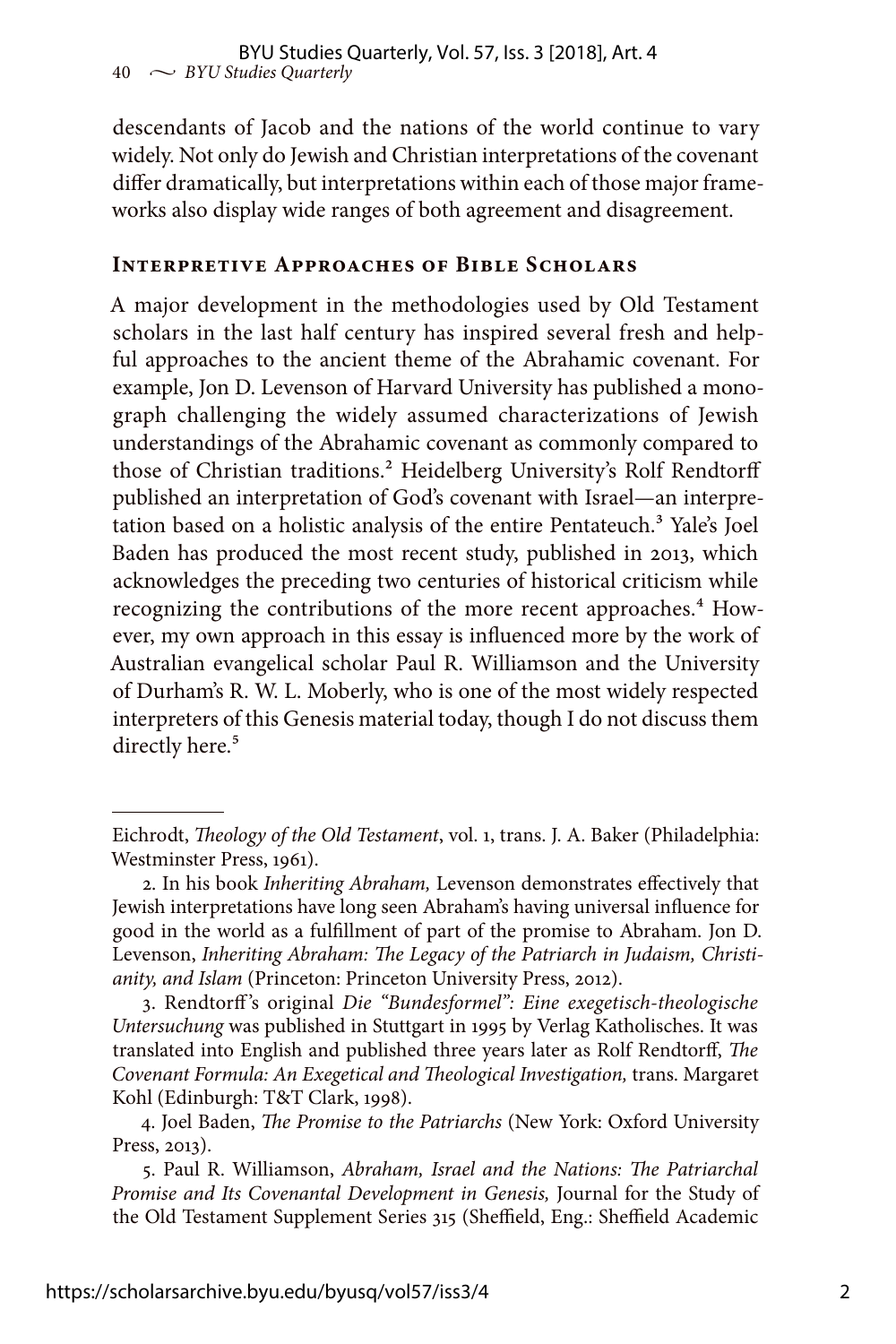descendants of Jacob and the nations of the world continue to vary widely. Not only do Jewish and Christian interpretations of the covenant differ dramatically, but interpretations within each of those major frameworks also display wide ranges of both agreement and disagreement.

## Interpretive Approaches of Bible Scholars

A major development in the methodologies used by Old Testament scholars in the last half century has inspired several fresh and helpful approaches to the ancient theme of the Abrahamic covenant. For example, Jon D. Levenson of Harvard University has published a monograph challenging the widely assumed characterizations of Jewish understandings of the Abrahamic covenant as commonly compared to those of Christian traditions.[2] Heidelberg University's Rolf Rendtorff published an interpretation of God's covenant with Israel—an interpretation based on a holistic analysis of the entire Pentateuch.[3] Yale's Joel Baden has produced the most recent study, published in 2013, which acknowledges the preceding two centuries of historical criticism while recognizing the contributions of the more recent approaches.[4] However, my own approach in this essay is influenced more by the work of Australian evangelical scholar Paul R. Williamson and the University of Durham's R. W. L. Moberly, who is one of the most widely respected interpreters of this Genesis material today, though I do not discuss them directly here.[5]

---

Eichrodt, *Theology of the Old Testament*, vol. 1, trans. J. A. Baker (Philadelphia: Westminster Press, 1961).

2. In his book *Inheriting Abraham,* Levenson demonstrates effectively that Jewish interpretations have long seen Abraham's having universal influence for good in the world as a fulfillment of part of the promise to Abraham. Jon D. Levenson, *Inheriting Abraham: The Legacy of the Patriarch in Judaism, Christianity, and Islam* (Princeton: Princeton University Press, 2012).

3. Rendtorff's original *Die "Bundesformel": Eine exegetisch-theologische Untersuchung* was published in Stuttgart in 1995 by Verlag Katholisches. It was translated into English and published three years later as Rolf Rendtorff, *The Covenant Formula: An Exegetical and Theological Investigation,* trans. Margaret Kohl (Edinburgh: T&T Clark, 1998).

4. Joel Baden, *The Promise to the Patriarchs* (New York: Oxford University Press, 2013).

5. Paul R. Williamson, *Abraham, Israel and the Nations: The Patriarchal Promise and Its Covenantal Development in Genesis,* Journal for the Study of the Old Testament Supplement Series 315 (Sheffield, Eng.: Sheffield Academic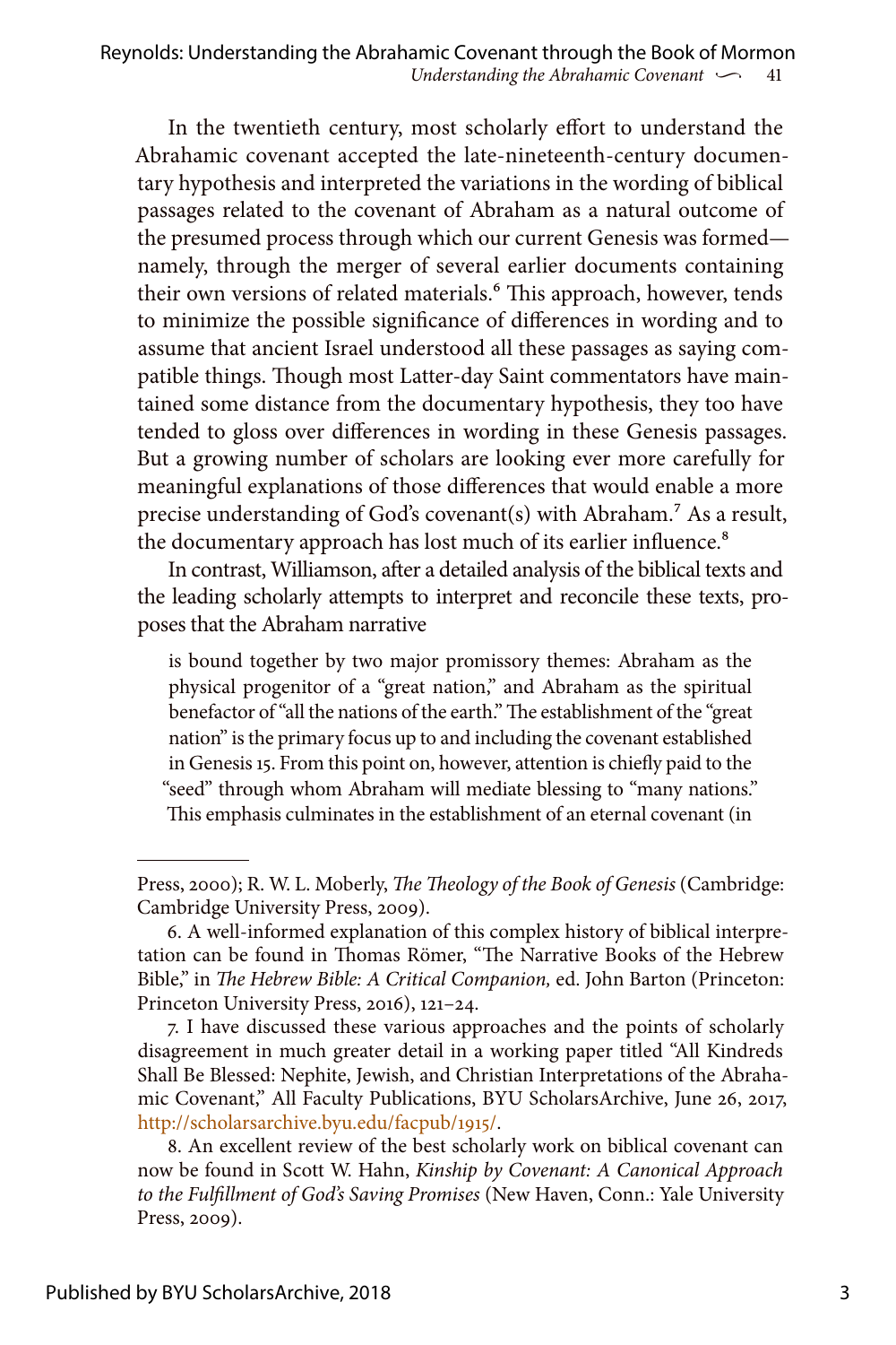In the twentieth century, most scholarly effort to understand the Abrahamic covenant accepted the late-nineteenth-century documentary hypothesis and interpreted the variations in the wording of biblical passages related to the covenant of Abraham as a natural outcome of the presumed process through which our current Genesis was formed—namely, through the merger of several earlier documents containing their own versions of related materials.[6] This approach, however, tends to minimize the possible significance of differences in wording and to assume that ancient Israel understood all these passages as saying compatible things. Though most Latter-day Saint commentators have maintained some distance from the documentary hypothesis, they too have tended to gloss over differences in wording in these Genesis passages. But a growing number of scholars are looking ever more carefully for meaningful explanations of those differences that would enable a more precise understanding of God's covenant(s) with Abraham.[7] As a result, the documentary approach has lost much of its earlier influence.[8]

In contrast, Williamson, after a detailed analysis of the biblical texts and the leading scholarly attempts to interpret and reconcile these texts, proposes that the Abraham narrative

> is bound together by two major promissory themes: Abraham as the physical progenitor of a "great nation," and Abraham as the spiritual benefactor of "all the nations of the earth." The establishment of the "great nation" is the primary focus up to and including the covenant established in Genesis 15. From this point on, however, attention is chiefly paid to the "seed" through whom Abraham will mediate blessing to "many nations." This emphasis culminates in the establishment of an eternal covenant (in

---

Press, 2000); R. W. L. Moberly, *The Theology of the Book of Genesis* (Cambridge: Cambridge University Press, 2009).

6. A well-informed explanation of this complex history of biblical interpretation can be found in Thomas Römer, "The Narrative Books of the Hebrew Bible," in *The Hebrew Bible: A Critical Companion,* ed. John Barton (Princeton: Princeton University Press, 2016), 121–24.

7. I have discussed these various approaches and the points of scholarly disagreement in much greater detail in a working paper titled "All Kindreds Shall Be Blessed: Nephite, Jewish, and Christian Interpretations of the Abrahamic Covenant," All Faculty Publications, BYU ScholarsArchive, June 26, 2017, http://scholarsarchive.byu.edu/facpub/1915/.

8. An excellent review of the best scholarly work on biblical covenant can now be found in Scott W. Hahn, *Kinship by Covenant: A Canonical Approach to the Fulfillment of God's Saving Promises* (New Haven, Conn.: Yale University Press, 2009).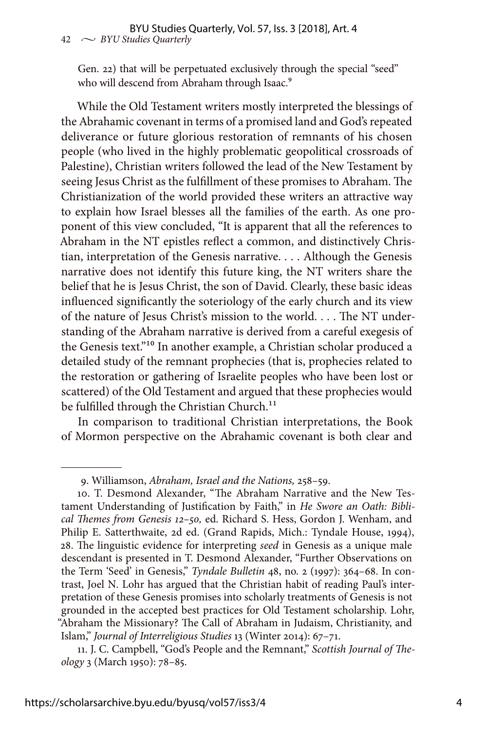Gen. 22) that will be perpetuated exclusively through the special "seed" who will descend from Abraham through Isaac.[9]

While the Old Testament writers mostly interpreted the blessings of the Abrahamic covenant in terms of a promised land and God's repeated deliverance or future glorious restoration of remnants of his chosen people (who lived in the highly problematic geopolitical crossroads of Palestine), Christian writers followed the lead of the New Testament by seeing Jesus Christ as the fulfillment of these promises to Abraham. The Christianization of the world provided these writers an attractive way to explain how Israel blesses all the families of the earth. As one proponent of this view concluded, "It is apparent that all the references to Abraham in the NT epistles reflect a common, and distinctively Christian, interpretation of the Genesis narrative. . . . Although the Genesis narrative does not identify this future king, the NT writers share the belief that he is Jesus Christ, the son of David. Clearly, these basic ideas influenced significantly the soteriology of the early church and its view of the nature of Jesus Christ's mission to the world. . . . The NT understanding of the Abraham narrative is derived from a careful exegesis of the Genesis text."[10] In another example, a Christian scholar produced a detailed study of the remnant prophecies (that is, prophecies related to the restoration or gathering of Israelite peoples who have been lost or scattered) of the Old Testament and argued that these prophecies would be fulfilled through the Christian Church.[11]

In comparison to traditional Christian interpretations, the Book of Mormon perspective on the Abrahamic covenant is both clear and

---

9. Williamson, *Abraham, Israel and the Nations,* 258–59.

10. T. Desmond Alexander, "The Abraham Narrative and the New Testament Understanding of Justification by Faith," in *He Swore an Oath: Biblical Themes from Genesis 12–50,* ed. Richard S. Hess, Gordon J. Wenham, and Philip E. Satterthwaite, 2d ed. (Grand Rapids, Mich.: Tyndale House, 1994), 28. The linguistic evidence for interpreting *seed* in Genesis as a unique male descendant is presented in T. Desmond Alexander, "Further Observations on the Term 'Seed' in Genesis," *Tyndale Bulletin* 48, no. 2 (1997): 364–68. In contrast, Joel N. Lohr has argued that the Christian habit of reading Paul's interpretation of these Genesis promises into scholarly treatments of Genesis is not grounded in the accepted best practices for Old Testament scholarship. Lohr, "Abraham the Missionary? The Call of Abraham in Judaism, Christianity, and Islam," *Journal of Interreligious Studies* 13 (Winter 2014): 67–71.

11. J. C. Campbell, "God's People and the Remnant," *Scottish Journal of Theology* 3 (March 1950): 78–85.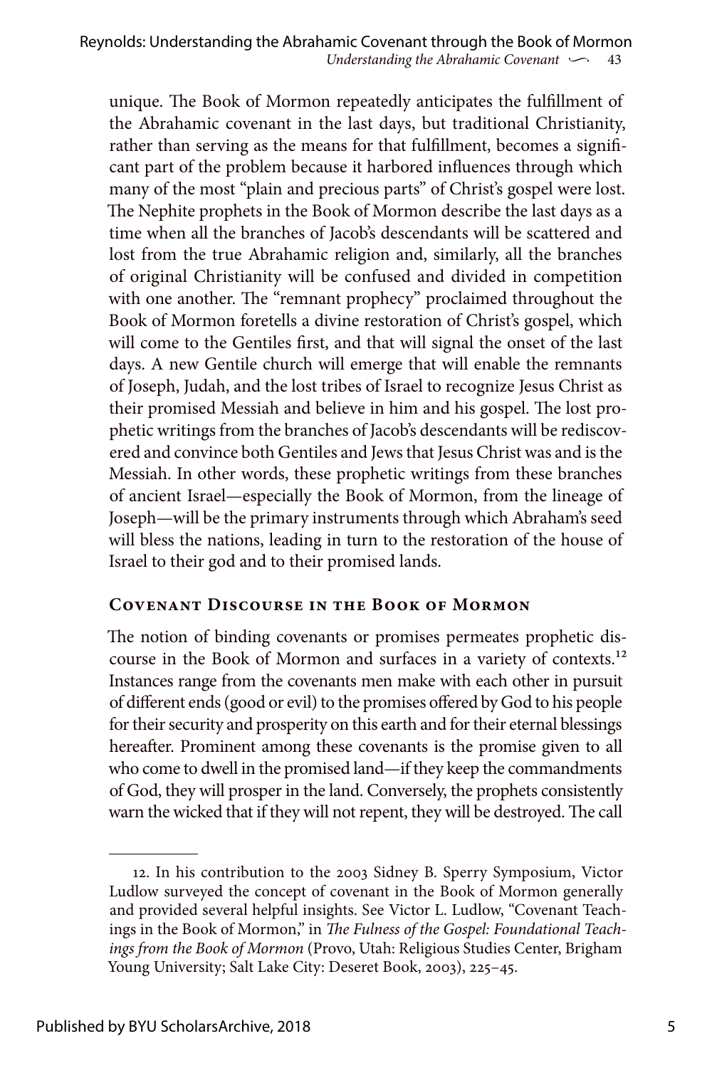unique. The Book of Mormon repeatedly anticipates the fulfillment of the Abrahamic covenant in the last days, but traditional Christianity, rather than serving as the means for that fulfillment, becomes a significant part of the problem because it harbored influences through which many of the most "plain and precious parts" of Christ's gospel were lost. The Nephite prophets in the Book of Mormon describe the last days as a time when all the branches of Jacob's descendants will be scattered and lost from the true Abrahamic religion and, similarly, all the branches of original Christianity will be confused and divided in competition with one another. The "remnant prophecy" proclaimed throughout the Book of Mormon foretells a divine restoration of Christ's gospel, which will come to the Gentiles first, and that will signal the onset of the last days. A new Gentile church will emerge that will enable the remnants of Joseph, Judah, and the lost tribes of Israel to recognize Jesus Christ as their promised Messiah and believe in him and his gospel. The lost prophetic writings from the branches of Jacob's descendants will be rediscovered and convince both Gentiles and Jews that Jesus Christ was and is the Messiah. In other words, these prophetic writings from these branches of ancient Israel—especially the Book of Mormon, from the lineage of Joseph—will be the primary instruments through which Abraham's seed will bless the nations, leading in turn to the restoration of the house of Israel to their god and to their promised lands.

## Covenant Discourse in the Book of Mormon

The notion of binding covenants or promises permeates prophetic discourse in the Book of Mormon and surfaces in a variety of contexts.[12] Instances range from the covenants men make with each other in pursuit of different ends (good or evil) to the promises offered by God to his people for their security and prosperity on this earth and for their eternal blessings hereafter. Prominent among these covenants is the promise given to all who come to dwell in the promised land—if they keep the commandments of God, they will prosper in the land. Conversely, the prophets consistently warn the wicked that if they will not repent, they will be destroyed. The call

---

12. In his contribution to the 2003 Sidney B. Sperry Symposium, Victor Ludlow surveyed the concept of covenant in the Book of Mormon generally and provided several helpful insights. See Victor L. Ludlow, "Covenant Teachings in the Book of Mormon," in *The Fulness of the Gospel: Foundational Teachings from the Book of Mormon* (Provo, Utah: Religious Studies Center, Brigham Young University; Salt Lake City: Deseret Book, 2003), 225–45.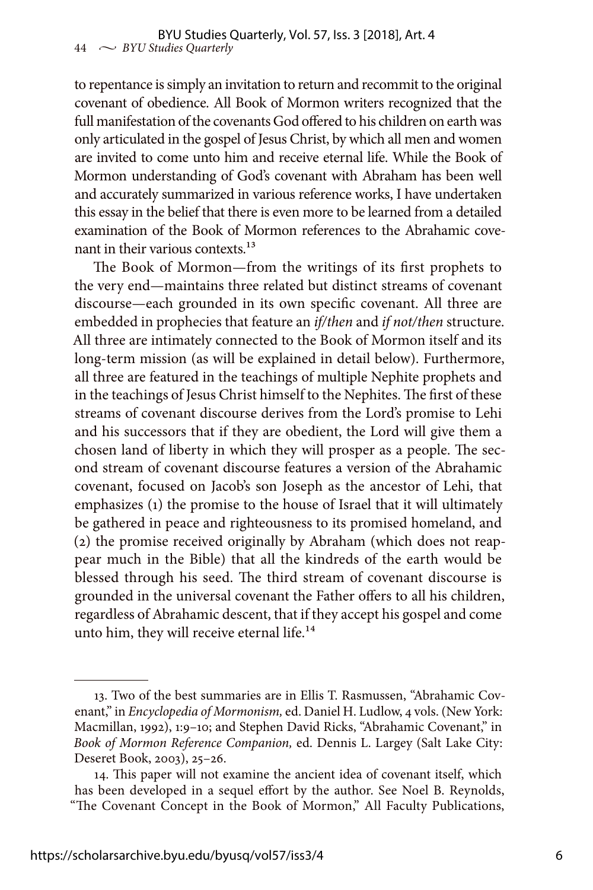to repentance is simply an invitation to return and recommit to the original covenant of obedience. All Book of Mormon writers recognized that the full manifestation of the covenants God offered to his children on earth was only articulated in the gospel of Jesus Christ, by which all men and women are invited to come unto him and receive eternal life. While the Book of Mormon understanding of God's covenant with Abraham has been well and accurately summarized in various reference works, I have undertaken this essay in the belief that there is even more to be learned from a detailed examination of the Book of Mormon references to the Abrahamic covenant in their various contexts.[13]

The Book of Mormon—from the writings of its first prophets to the very end—maintains three related but distinct streams of covenant discourse—each grounded in its own specific covenant. All three are embedded in prophecies that feature an *if/then* and *if not/then* structure. All three are intimately connected to the Book of Mormon itself and its long-term mission (as will be explained in detail below). Furthermore, all three are featured in the teachings of multiple Nephite prophets and in the teachings of Jesus Christ himself to the Nephites. The first of these streams of covenant discourse derives from the Lord's promise to Lehi and his successors that if they are obedient, the Lord will give them a chosen land of liberty in which they will prosper as a people. The second stream of covenant discourse features a version of the Abrahamic covenant, focused on Jacob's son Joseph as the ancestor of Lehi, that emphasizes (1) the promise to the house of Israel that it will ultimately be gathered in peace and righteousness to its promised homeland, and (2) the promise received originally by Abraham (which does not reappear much in the Bible) that all the kindreds of the earth would be blessed through his seed. The third stream of covenant discourse is grounded in the universal covenant the Father offers to all his children, regardless of Abrahamic descent, that if they accept his gospel and come unto him, they will receive eternal life.[14]

---

13. Two of the best summaries are in Ellis T. Rasmussen, "Abrahamic Covenant," in *Encyclopedia of Mormonism,* ed. Daniel H. Ludlow, 4 vols. (New York: Macmillan, 1992), 1:9–10; and Stephen David Ricks, "Abrahamic Covenant," in *Book of Mormon Reference Companion,* ed. Dennis L. Largey (Salt Lake City: Deseret Book, 2003), 25–26.

14. This paper will not examine the ancient idea of covenant itself, which has been developed in a sequel effort by the author. See Noel B. Reynolds, "The Covenant Concept in the Book of Mormon," All Faculty Publications,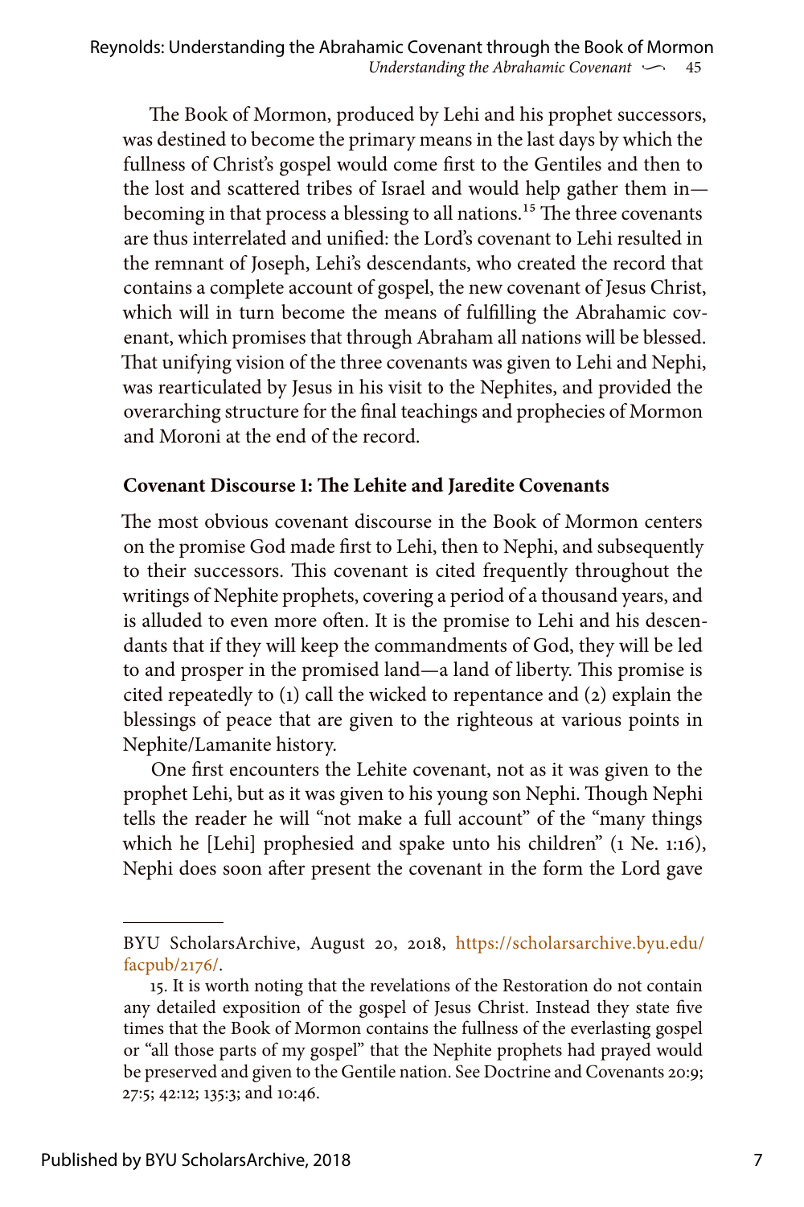The Book of Mormon, produced by Lehi and his prophet successors, was destined to become the primary means in the last days by which the fullness of Christ's gospel would come first to the Gentiles and then to the lost and scattered tribes of Israel and would help gather them in—becoming in that process a blessing to all nations.[15] The three covenants are thus interrelated and unified: the Lord's covenant to Lehi resulted in the remnant of Joseph, Lehi's descendants, who created the record that contains a complete account of gospel, the new covenant of Jesus Christ, which will in turn become the means of fulfilling the Abrahamic covenant, which promises that through Abraham all nations will be blessed. That unifying vision of the three covenants was given to Lehi and Nephi, was rearticulated by Jesus in his visit to the Nephites, and provided the overarching structure for the final teachings and prophecies of Mormon and Moroni at the end of the record.

### Covenant Discourse 1: The Lehite and Jaredite Covenants

The most obvious covenant discourse in the Book of Mormon centers on the promise God made first to Lehi, then to Nephi, and subsequently to their successors. This covenant is cited frequently throughout the writings of Nephite prophets, covering a period of a thousand years, and is alluded to even more often. It is the promise to Lehi and his descendants that if they will keep the commandments of God, they will be led to and prosper in the promised land—a land of liberty. This promise is cited repeatedly to (1) call the wicked to repentance and (2) explain the blessings of peace that are given to the righteous at various points in Nephite/Lamanite history.

One first encounters the Lehite covenant, not as it was given to the prophet Lehi, but as it was given to his young son Nephi. Though Nephi tells the reader he will "not make a full account" of the "many things which he [Lehi] prophesied and spake unto his children" (1 Ne. 1:16), Nephi does soon after present the covenant in the form the Lord gave

---

15. It is worth noting that the revelations of the Restoration do not contain any detailed exposition of the gospel of Jesus Christ. Instead they state five times that the Book of Mormon contains the fullness of the everlasting gospel or "all those parts of my gospel" that the Nephite prophets had prayed would be preserved and given to the Gentile nation. See Doctrine and Covenants 20:9; 27:5; 42:12; 135:3; and 10:46.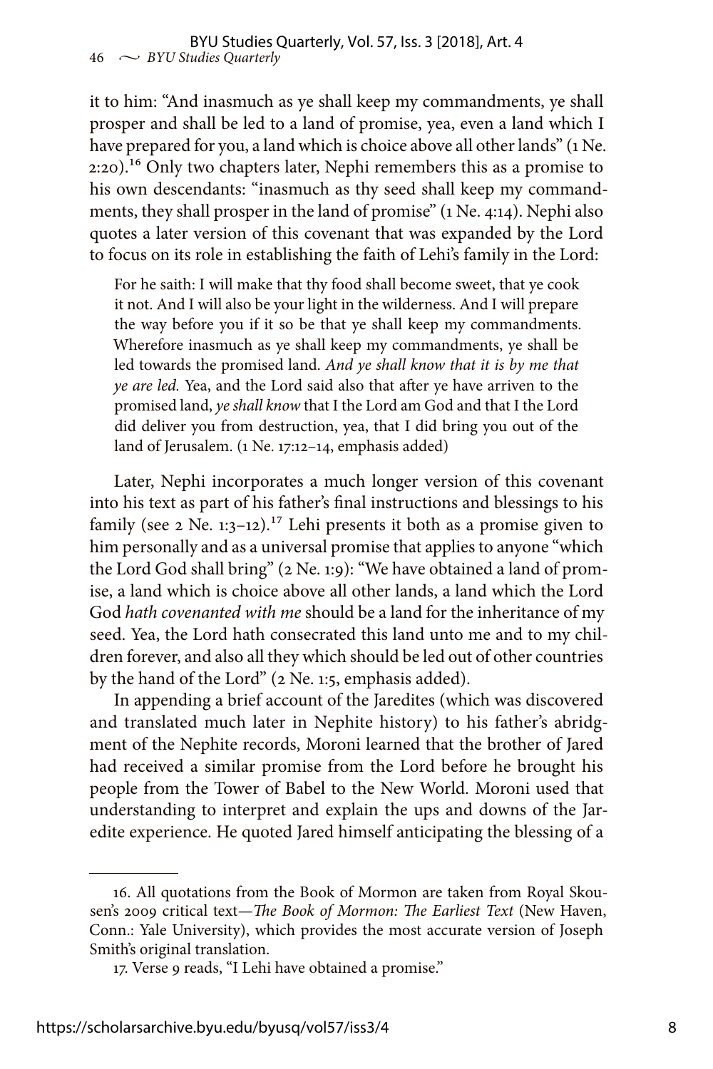it to him: "And inasmuch as ye shall keep my commandments, ye shall prosper and shall be led to a land of promise, yea, even a land which I have prepared for you, a land which is choice above all other lands" (1 Ne. 2:20).[16] Only two chapters later, Nephi remembers this as a promise to his own descendants: "inasmuch as thy seed shall keep my commandments, they shall prosper in the land of promise" (1 Ne. 4:14). Nephi also quotes a later version of this covenant that was expanded by the Lord to focus on its role in establishing the faith of Lehi's family in the Lord:

> For he saith: I will make that thy food shall become sweet, that ye cook it not. And I will also be your light in the wilderness. And I will prepare the way before you if it so be that ye shall keep my commandments. Wherefore inasmuch as ye shall keep my commandments, ye shall be led towards the promised land. *And ye shall know that it is by me that ye are led.* Yea, and the Lord said also that after ye have arriven to the promised land, *ye shall know* that I the Lord am God and that I the Lord did deliver you from destruction, yea, that I did bring you out of the land of Jerusalem. (1 Ne. 17:12–14, emphasis added)

Later, Nephi incorporates a much longer version of this covenant into his text as part of his father's final instructions and blessings to his family (see 2 Ne. 1:3–12).[17] Lehi presents it both as a promise given to him personally and as a universal promise that applies to anyone "which the Lord God shall bring" (2 Ne. 1:9): "We have obtained a land of promise, a land which is choice above all other lands, a land which the Lord God *hath covenanted with me* should be a land for the inheritance of my seed. Yea, the Lord hath consecrated this land unto me and to my children forever, and also all they which should be led out of other countries by the hand of the Lord" (2 Ne. 1:5, emphasis added).

In appending a brief account of the Jaredites (which was discovered and translated much later in Nephite history) to his father's abridgment of the Nephite records, Moroni learned that the brother of Jared had received a similar promise from the Lord before he brought his people from the Tower of Babel to the New World. Moroni used that understanding to interpret and explain the ups and downs of the Jaredite experience. He quoted Jared himself anticipating the blessing of a

---

16. All quotations from the Book of Mormon are taken from Royal Skousen's 2009 critical text—*The Book of Mormon: The Earliest Text* (New Haven, Conn.: Yale University), which provides the most accurate version of Joseph Smith's original translation.

17. Verse 9 reads, "I Lehi have obtained a promise."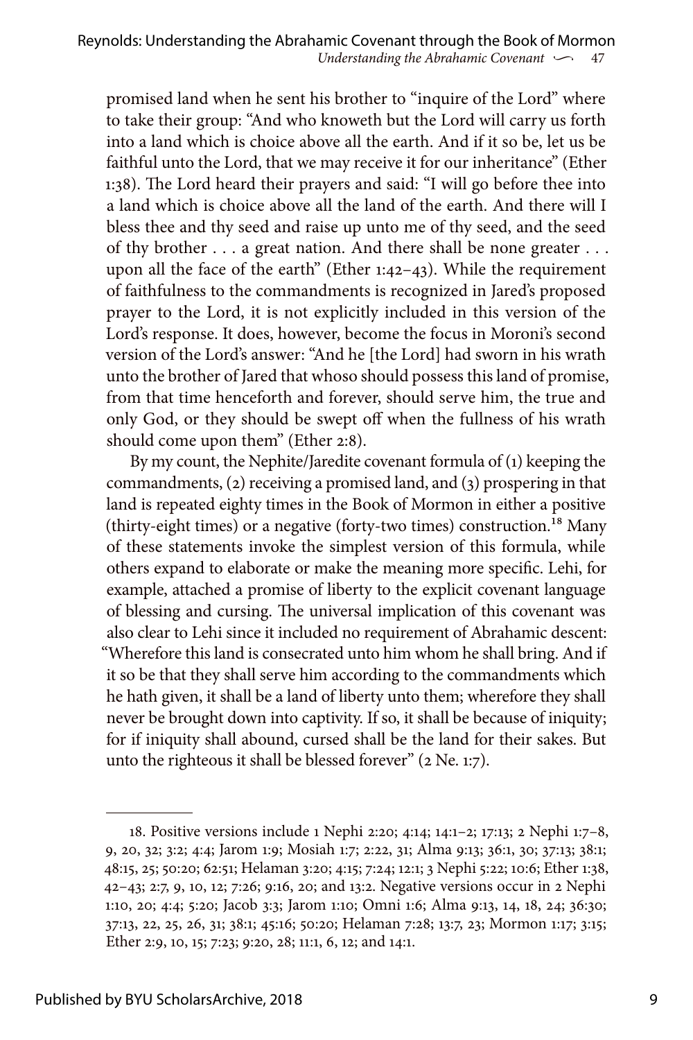promised land when he sent his brother to "inquire of the Lord" where to take their group: "And who knoweth but the Lord will carry us forth into a land which is choice above all the earth. And if it so be, let us be faithful unto the Lord, that we may receive it for our inheritance" (Ether 1:38). The Lord heard their prayers and said: "I will go before thee into a land which is choice above all the land of the earth. And there will I bless thee and thy seed and raise up unto me of thy seed, and the seed of thy brother . . . a great nation. And there shall be none greater . . . upon all the face of the earth" (Ether 1:42–43). While the requirement of faithfulness to the commandments is recognized in Jared's proposed prayer to the Lord, it is not explicitly included in this version of the Lord's response. It does, however, become the focus in Moroni's second version of the Lord's answer: "And he [the Lord] had sworn in his wrath unto the brother of Jared that whoso should possess this land of promise, from that time henceforth and forever, should serve him, the true and only God, or they should be swept off when the fullness of his wrath should come upon them" (Ether 2:8).

By my count, the Nephite/Jaredite covenant formula of (1) keeping the commandments, (2) receiving a promised land, and (3) prospering in that land is repeated eighty times in the Book of Mormon in either a positive (thirty-eight times) or a negative (forty-two times) construction.[18] Many of these statements invoke the simplest version of this formula, while others expand to elaborate or make the meaning more specific. Lehi, for example, attached a promise of liberty to the explicit covenant language of blessing and cursing. The universal implication of this covenant was also clear to Lehi since it included no requirement of Abrahamic descent: "Wherefore this land is consecrated unto him whom he shall bring. And if it so be that they shall serve him according to the commandments which he hath given, it shall be a land of liberty unto them; wherefore they shall never be brought down into captivity. If so, it shall be because of iniquity; for if iniquity shall abound, cursed shall be the land for their sakes. But unto the righteous it shall be blessed forever" (2 Ne. 1:7).

---

18. Positive versions include 1 Nephi 2:20; 4:14; 14:1–2; 17:13; 2 Nephi 1:7–8, 9, 20, 32; 3:2; 4:4; Jarom 1:9; Mosiah 1:7; 2:22, 31; Alma 9:13; 36:1, 30; 37:13; 38:1; 48:15, 25; 50:20; 62:51; Helaman 3:20; 4:15; 7:24; 12:1; 3 Nephi 5:22; 10:6; Ether 1:38, 42–43; 2:7, 9, 10, 12; 7:26; 9:16, 20; and 13:2. Negative versions occur in 2 Nephi 1:10, 20; 4:4; 5:20; Jacob 3:3; Jarom 1:10; Omni 1:6; Alma 9:13, 14, 18, 24; 36:30; 37:13, 22, 25, 26, 31; 38:1; 45:16; 50:20; Helaman 7:28; 13:7, 23; Mormon 1:17; 3:15; Ether 2:9, 10, 15; 7:23; 9:20, 28; 11:1, 6, 12; and 14:1.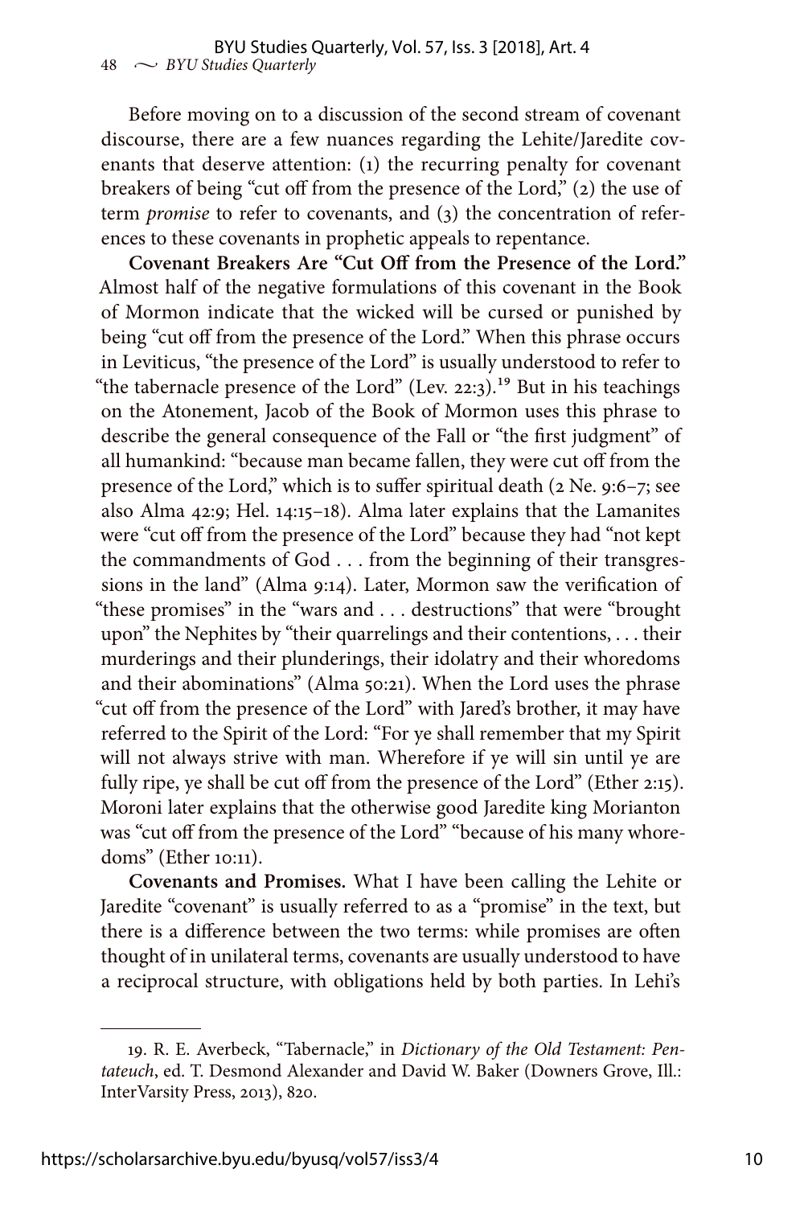Before moving on to a discussion of the second stream of covenant discourse, there are a few nuances regarding the Lehite/Jaredite covenants that deserve attention: (1) the recurring penalty for covenant breakers of being "cut off from the presence of the Lord," (2) the use of term *promise* to refer to covenants, and (3) the concentration of references to these covenants in prophetic appeals to repentance.

**Covenant Breakers Are "Cut Off from the Presence of the Lord."** Almost half of the negative formulations of this covenant in the Book of Mormon indicate that the wicked will be cursed or punished by being "cut off from the presence of the Lord." When this phrase occurs in Leviticus, "the presence of the Lord" is usually understood to refer to "the tabernacle presence of the Lord" (Lev. 22:3).[19] But in his teachings on the Atonement, Jacob of the Book of Mormon uses this phrase to describe the general consequence of the Fall or "the first judgment" of all humankind: "because man became fallen, they were cut off from the presence of the Lord," which is to suffer spiritual death (2 Ne. 9:6–7; see also Alma 42:9; Hel. 14:15–18). Alma later explains that the Lamanites were "cut off from the presence of the Lord" because they had "not kept the commandments of God . . . from the beginning of their transgressions in the land" (Alma 9:14). Later, Mormon saw the verification of "these promises" in the "wars and . . . destructions" that were "brought upon" the Nephites by "their quarrelings and their contentions, . . . their murderings and their plunderings, their idolatry and their whoredoms and their abominations" (Alma 50:21). When the Lord uses the phrase "cut off from the presence of the Lord" with Jared's brother, it may have referred to the Spirit of the Lord: "For ye shall remember that my Spirit will not always strive with man. Wherefore if ye will sin until ye are fully ripe, ye shall be cut off from the presence of the Lord" (Ether 2:15). Moroni later explains that the otherwise good Jaredite king Morianton was "cut off from the presence of the Lord" "because of his many whoredoms" (Ether 10:11).

**Covenants and Promises.** What I have been calling the Lehite or Jaredite "covenant" is usually referred to as a "promise" in the text, but there is a difference between the two terms: while promises are often thought of in unilateral terms, covenants are usually understood to have a reciprocal structure, with obligations held by both parties. In Lehi's

---

19. R. E. Averbeck, "Tabernacle," in *Dictionary of the Old Testament: Pentateuch*, ed. T. Desmond Alexander and David W. Baker (Downers Grove, Ill.: InterVarsity Press, 2013), 820.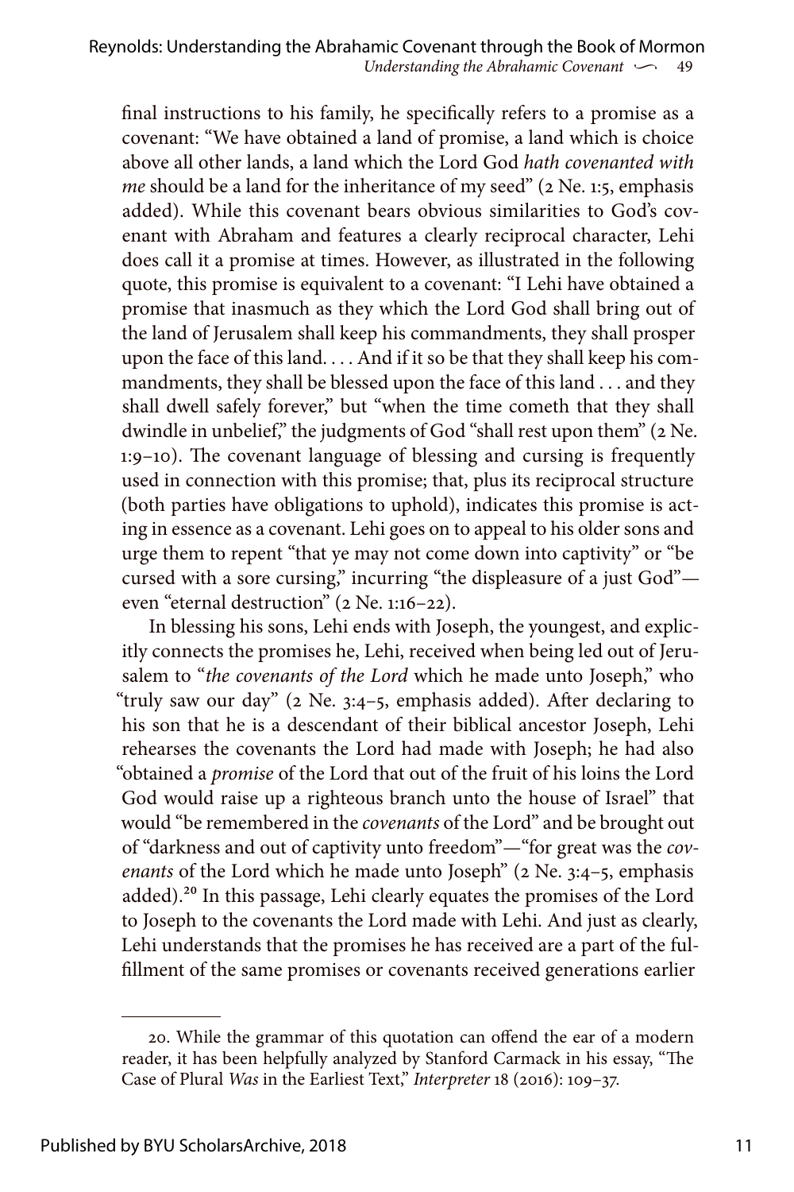final instructions to his family, he specifically refers to a promise as a covenant: "We have obtained a land of promise, a land which is choice above all other lands, a land which the Lord God *hath covenanted with me* should be a land for the inheritance of my seed" (2 Ne. 1:5, emphasis added). While this covenant bears obvious similarities to God's covenant with Abraham and features a clearly reciprocal character, Lehi does call it a promise at times. However, as illustrated in the following quote, this promise is equivalent to a covenant: "I Lehi have obtained a promise that inasmuch as they which the Lord God shall bring out of the land of Jerusalem shall keep his commandments, they shall prosper upon the face of this land. . . . And if it so be that they shall keep his commandments, they shall be blessed upon the face of this land . . . and they shall dwell safely forever," but "when the time cometh that they shall dwindle in unbelief," the judgments of God "shall rest upon them" (2 Ne. 1:9–10). The covenant language of blessing and cursing is frequently used in connection with this promise; that, plus its reciprocal structure (both parties have obligations to uphold), indicates this promise is acting in essence as a covenant. Lehi goes on to appeal to his older sons and urge them to repent "that ye may not come down into captivity" or "be cursed with a sore cursing," incurring "the displeasure of a just God"—even "eternal destruction" (2 Ne. 1:16–22).

In blessing his sons, Lehi ends with Joseph, the youngest, and explicitly connects the promises he, Lehi, received when being led out of Jerusalem to "*the covenants of the Lord* which he made unto Joseph," who "truly saw our day" (2 Ne. 3:4–5, emphasis added). After declaring to his son that he is a descendant of their biblical ancestor Joseph, Lehi rehearses the covenants the Lord had made with Joseph; he had also "obtained a *promise* of the Lord that out of the fruit of his loins the Lord God would raise up a righteous branch unto the house of Israel" that would "be remembered in the *covenants* of the Lord" and be brought out of "darkness and out of captivity unto freedom"—"for great was the *covenants* of the Lord which he made unto Joseph" (2 Ne. 3:4–5, emphasis added).[20] In this passage, Lehi clearly equates the promises of the Lord to Joseph to the covenants the Lord made with Lehi. And just as clearly, Lehi understands that the promises he has received are a part of the fulfillment of the same promises or covenants received generations earlier

20. While the grammar of this quotation can offend the ear of a modern reader, it has been helpfully analyzed by Stanford Carmack in his essay, "The Case of Plural *Was* in the Earliest Text," *Interpreter* 18 (2016): 109–37.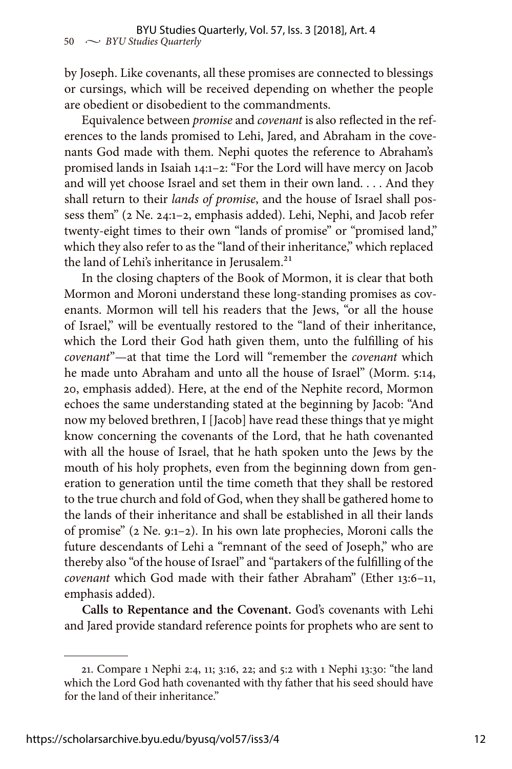by Joseph. Like covenants, all these promises are connected to blessings or cursings, which will be received depending on whether the people are obedient or disobedient to the commandments.

Equivalence between *promise* and *covenant* is also reflected in the references to the lands promised to Lehi, Jared, and Abraham in the covenants God made with them. Nephi quotes the reference to Abraham's promised lands in Isaiah 14:1–2: "For the Lord will have mercy on Jacob and will yet choose Israel and set them in their own land. . . . And they shall return to their *lands of promise*, and the house of Israel shall possess them" (2 Ne. 24:1–2, emphasis added). Lehi, Nephi, and Jacob refer twenty-eight times to their own "lands of promise" or "promised land," which they also refer to as the "land of their inheritance," which replaced the land of Lehi's inheritance in Jerusalem.[21]

In the closing chapters of the Book of Mormon, it is clear that both Mormon and Moroni understand these long-standing promises as covenants. Mormon will tell his readers that the Jews, "or all the house of Israel," will be eventually restored to the "land of their inheritance, which the Lord their God hath given them, unto the fulfilling of his *covenant*"—at that time the Lord will "remember the *covenant* which he made unto Abraham and unto all the house of Israel" (Morm. 5:14, 20, emphasis added). Here, at the end of the Nephite record, Mormon echoes the same understanding stated at the beginning by Jacob: "And now my beloved brethren, I [Jacob] have read these things that ye might know concerning the covenants of the Lord, that he hath covenanted with all the house of Israel, that he hath spoken unto the Jews by the mouth of his holy prophets, even from the beginning down from generation to generation until the time cometh that they shall be restored to the true church and fold of God, when they shall be gathered home to the lands of their inheritance and shall be established in all their lands of promise" (2 Ne. 9:1–2). In his own late prophecies, Moroni calls the future descendants of Lehi a "remnant of the seed of Joseph," who are thereby also "of the house of Israel" and "partakers of the fulfilling of the *covenant* which God made with their father Abraham" (Ether 13:6–11, emphasis added).

**Calls to Repentance and the Covenant.** God's covenants with Lehi and Jared provide standard reference points for prophets who are sent to

---

21. Compare 1 Nephi 2:4, 11; 3:16, 22; and 5:2 with 1 Nephi 13:30: "the land which the Lord God hath covenanted with thy father that his seed should have for the land of their inheritance."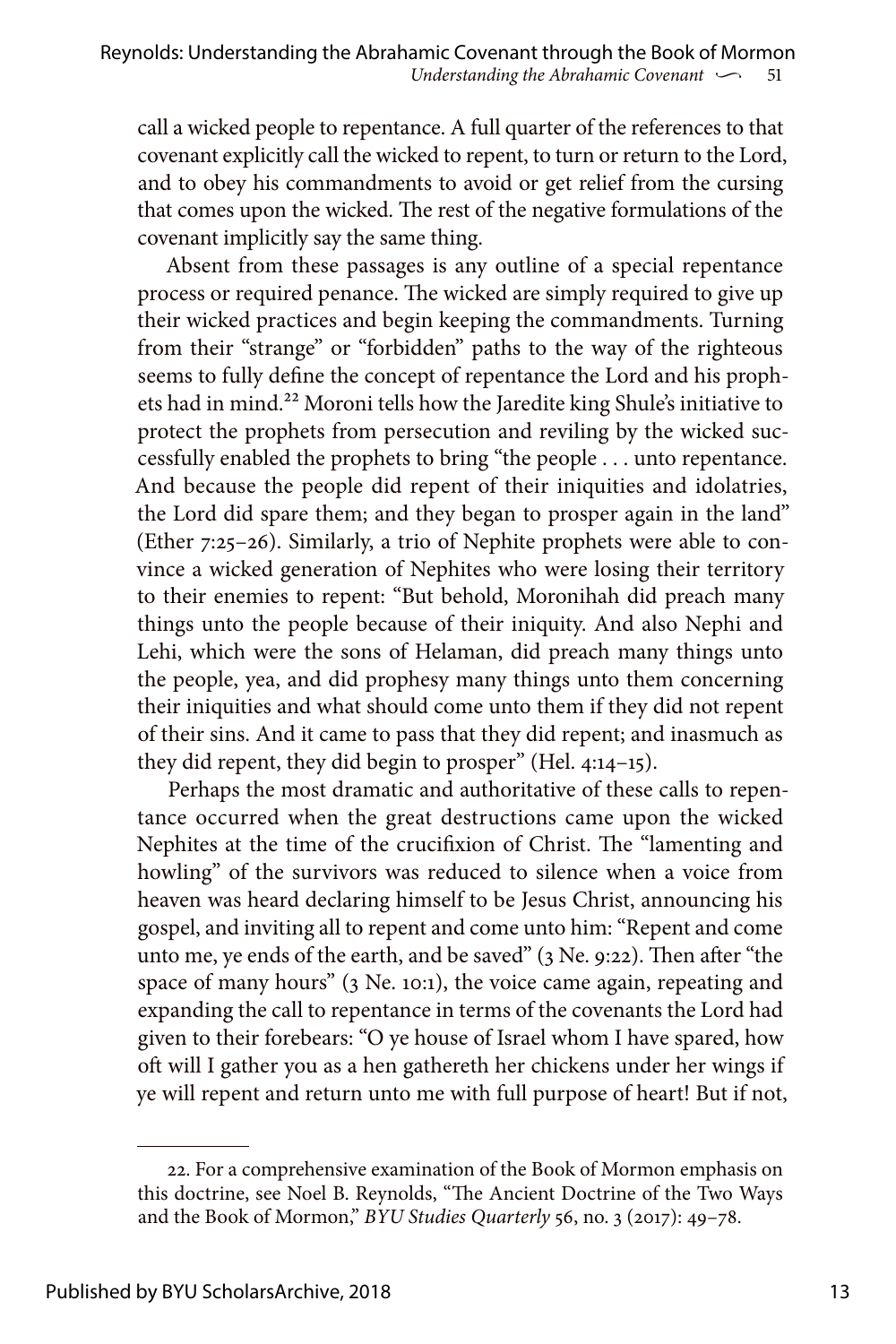call a wicked people to repentance. A full quarter of the references to that covenant explicitly call the wicked to repent, to turn or return to the Lord, and to obey his commandments to avoid or get relief from the cursing that comes upon the wicked. The rest of the negative formulations of the covenant implicitly say the same thing.

Absent from these passages is any outline of a special repentance process or required penance. The wicked are simply required to give up their wicked practices and begin keeping the commandments. Turning from their "strange" or "forbidden" paths to the way of the righteous seems to fully define the concept of repentance the Lord and his prophets had in mind.[22] Moroni tells how the Jaredite king Shule's initiative to protect the prophets from persecution and reviling by the wicked successfully enabled the prophets to bring "the people . . . unto repentance. And because the people did repent of their iniquities and idolatries, the Lord did spare them; and they began to prosper again in the land" (Ether 7:25–26). Similarly, a trio of Nephite prophets were able to convince a wicked generation of Nephites who were losing their territory to their enemies to repent: "But behold, Moronihah did preach many things unto the people because of their iniquity. And also Nephi and Lehi, which were the sons of Helaman, did preach many things unto the people, yea, and did prophesy many things unto them concerning their iniquities and what should come unto them if they did not repent of their sins. And it came to pass that they did repent; and inasmuch as they did repent, they did begin to prosper" (Hel. 4:14–15).

Perhaps the most dramatic and authoritative of these calls to repentance occurred when the great destructions came upon the wicked Nephites at the time of the crucifixion of Christ. The "lamenting and howling" of the survivors was reduced to silence when a voice from heaven was heard declaring himself to be Jesus Christ, announcing his gospel, and inviting all to repent and come unto him: "Repent and come unto me, ye ends of the earth, and be saved" (3 Ne. 9:22). Then after "the space of many hours" (3 Ne. 10:1), the voice came again, repeating and expanding the call to repentance in terms of the covenants the Lord had given to their forebears: "O ye house of Israel whom I have spared, how oft will I gather you as a hen gathereth her chickens under her wings if ye will repent and return unto me with full purpose of heart! But if not,

---

22. For a comprehensive examination of the Book of Mormon emphasis on this doctrine, see Noel B. Reynolds, "The Ancient Doctrine of the Two Ways and the Book of Mormon," *BYU Studies Quarterly* 56, no. 3 (2017): 49–78.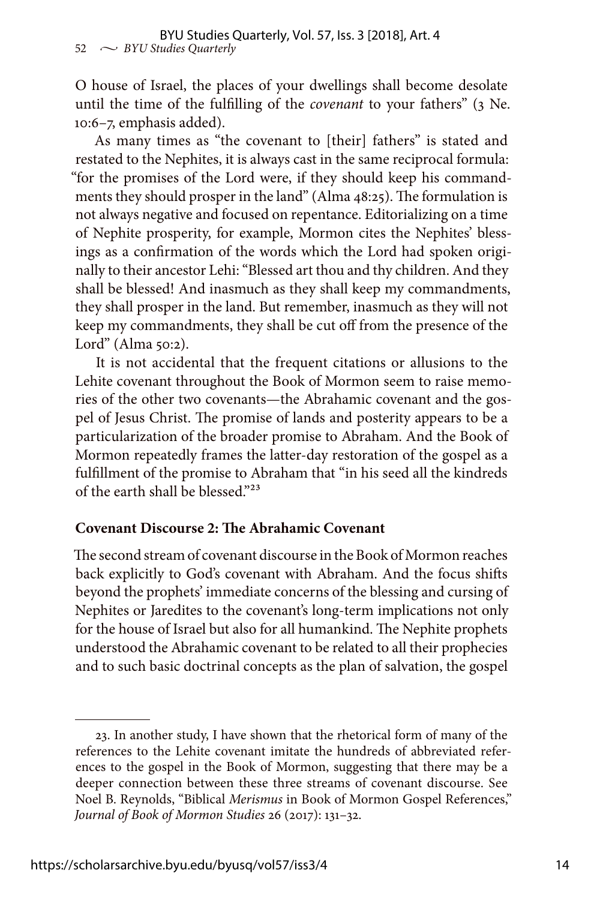O house of Israel, the places of your dwellings shall become desolate until the time of the fulfilling of the *covenant* to your fathers" (3 Ne. 10:6–7, emphasis added).

As many times as "the covenant to [their] fathers" is stated and restated to the Nephites, it is always cast in the same reciprocal formula: "for the promises of the Lord were, if they should keep his commandments they should prosper in the land" (Alma 48:25). The formulation is not always negative and focused on repentance. Editorializing on a time of Nephite prosperity, for example, Mormon cites the Nephites' blessings as a confirmation of the words which the Lord had spoken originally to their ancestor Lehi: "Blessed art thou and thy children. And they shall be blessed! And inasmuch as they shall keep my commandments, they shall prosper in the land. But remember, inasmuch as they will not keep my commandments, they shall be cut off from the presence of the Lord" (Alma 50:2).

It is not accidental that the frequent citations or allusions to the Lehite covenant throughout the Book of Mormon seem to raise memories of the other two covenants—the Abrahamic covenant and the gospel of Jesus Christ. The promise of lands and posterity appears to be a particularization of the broader promise to Abraham. And the Book of Mormon repeatedly frames the latter-day restoration of the gospel as a fulfillment of the promise to Abraham that "in his seed all the kindreds of the earth shall be blessed."[23]

### Covenant Discourse 2: The Abrahamic Covenant

The second stream of covenant discourse in the Book of Mormon reaches back explicitly to God's covenant with Abraham. And the focus shifts beyond the prophets' immediate concerns of the blessing and cursing of Nephites or Jaredites to the covenant's long-term implications not only for the house of Israel but also for all humankind. The Nephite prophets understood the Abrahamic covenant to be related to all their prophecies and to such basic doctrinal concepts as the plan of salvation, the gospel

---

23. In another study, I have shown that the rhetorical form of many of the references to the Lehite covenant imitate the hundreds of abbreviated references to the gospel in the Book of Mormon, suggesting that there may be a deeper connection between these three streams of covenant discourse. See Noel B. Reynolds, "Biblical *Merismus* in Book of Mormon Gospel References," *Journal of Book of Mormon Studies* 26 (2017): 131–32.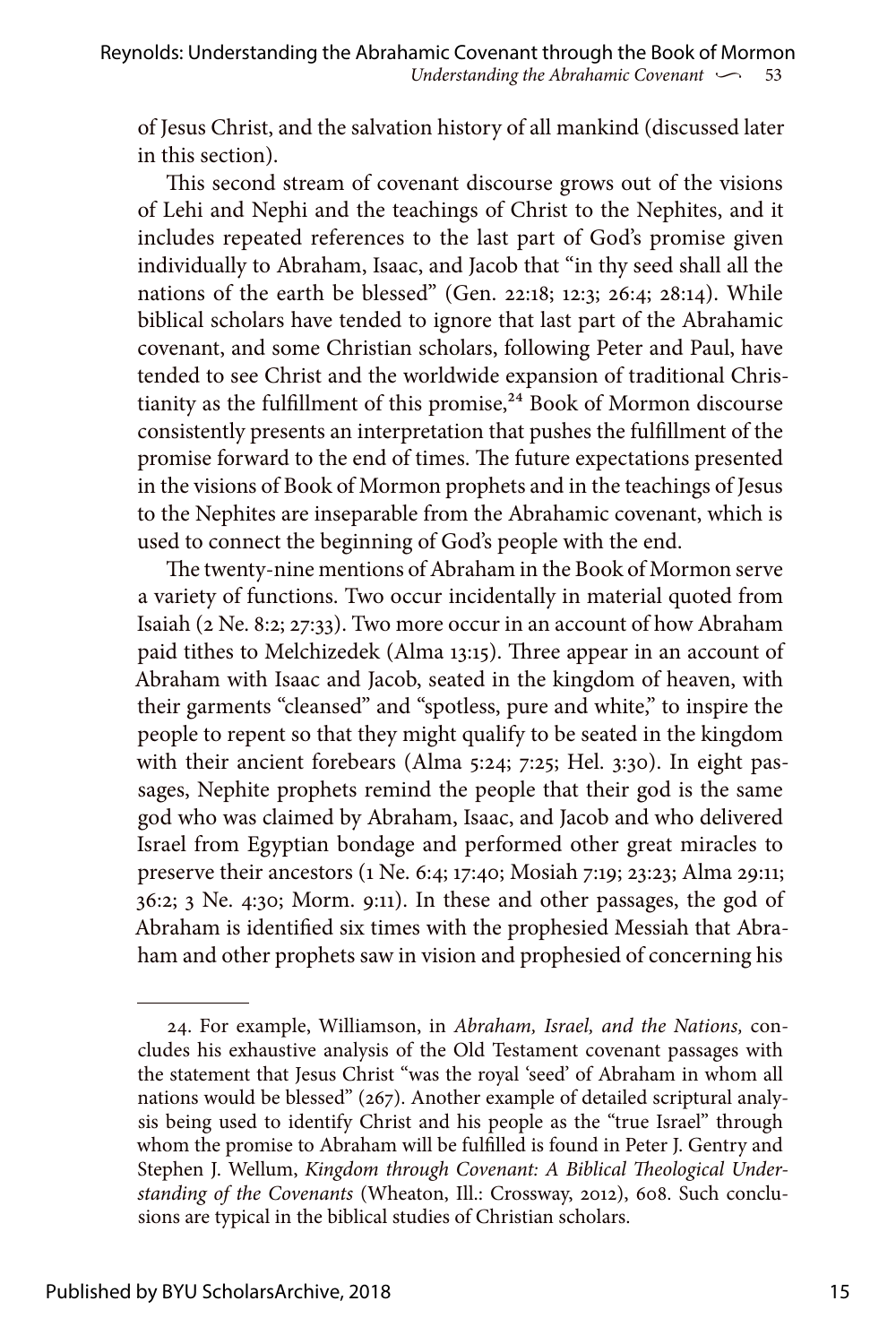of Jesus Christ, and the salvation history of all mankind (discussed later in this section).

This second stream of covenant discourse grows out of the visions of Lehi and Nephi and the teachings of Christ to the Nephites, and it includes repeated references to the last part of God's promise given individually to Abraham, Isaac, and Jacob that "in thy seed shall all the nations of the earth be blessed" (Gen. 22:18; 12:3; 26:4; 28:14). While biblical scholars have tended to ignore that last part of the Abrahamic covenant, and some Christian scholars, following Peter and Paul, have tended to see Christ and the worldwide expansion of traditional Christianity as the fulfillment of this promise,[24] Book of Mormon discourse consistently presents an interpretation that pushes the fulfillment of the promise forward to the end of times. The future expectations presented in the visions of Book of Mormon prophets and in the teachings of Jesus to the Nephites are inseparable from the Abrahamic covenant, which is used to connect the beginning of God's people with the end.

The twenty-nine mentions of Abraham in the Book of Mormon serve a variety of functions. Two occur incidentally in material quoted from Isaiah (2 Ne. 8:2; 27:33). Two more occur in an account of how Abraham paid tithes to Melchizedek (Alma 13:15). Three appear in an account of Abraham with Isaac and Jacob, seated in the kingdom of heaven, with their garments "cleansed" and "spotless, pure and white," to inspire the people to repent so that they might qualify to be seated in the kingdom with their ancient forebears (Alma 5:24; 7:25; Hel. 3:30). In eight passages, Nephite prophets remind the people that their god is the same god who was claimed by Abraham, Isaac, and Jacob and who delivered Israel from Egyptian bondage and performed other great miracles to preserve their ancestors (1 Ne. 6:4; 17:40; Mosiah 7:19; 23:23; Alma 29:11; 36:2; 3 Ne. 4:30; Morm. 9:11). In these and other passages, the god of Abraham is identified six times with the prophesied Messiah that Abraham and other prophets saw in vision and prophesied of concerning his

---

24. For example, Williamson, in *Abraham, Israel, and the Nations,* concludes his exhaustive analysis of the Old Testament covenant passages with the statement that Jesus Christ "was the royal 'seed' of Abraham in whom all nations would be blessed" (267). Another example of detailed scriptural analysis being used to identify Christ and his people as the "true Israel" through whom the promise to Abraham will be fulfilled is found in Peter J. Gentry and Stephen J. Wellum, *Kingdom through Covenant: A Biblical Theological Understanding of the Covenants* (Wheaton, Ill.: Crossway, 2012), 608. Such conclusions are typical in the biblical studies of Christian scholars.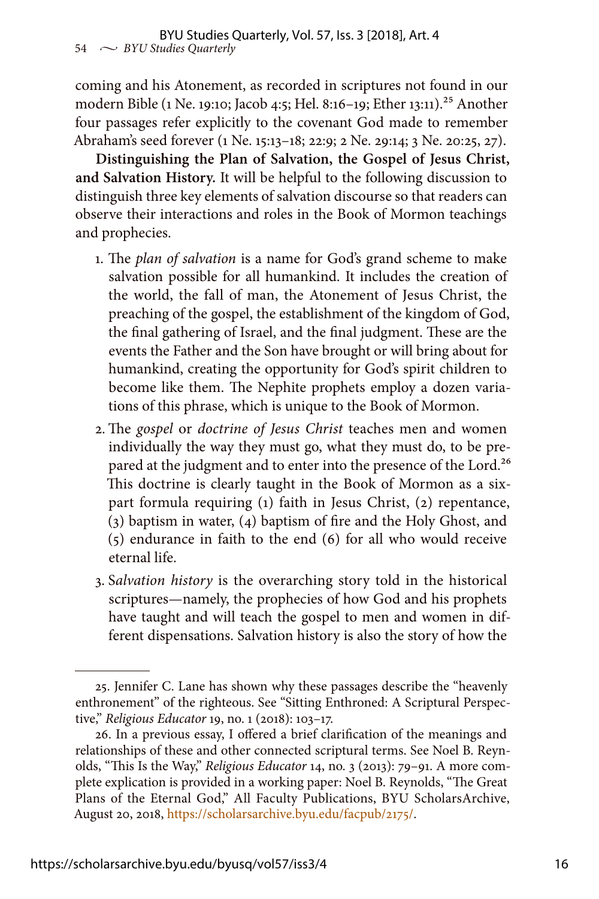coming and his Atonement, as recorded in scriptures not found in our modern Bible (1 Ne. 19:10; Jacob 4:5; Hel. 8:16–19; Ether 13:11).[25] Another four passages refer explicitly to the covenant God made to remember Abraham's seed forever (1 Ne. 15:13–18; 22:9; 2 Ne. 29:14; 3 Ne. 20:25, 27).

**Distinguishing the Plan of Salvation, the Gospel of Jesus Christ, and Salvation History.** It will be helpful to the following discussion to distinguish three key elements of salvation discourse so that readers can observe their interactions and roles in the Book of Mormon teachings and prophecies.

1. The *plan of salvation* is a name for God's grand scheme to make salvation possible for all humankind. It includes the creation of the world, the fall of man, the Atonement of Jesus Christ, the preaching of the gospel, the establishment of the kingdom of God, the final gathering of Israel, and the final judgment. These are the events the Father and the Son have brought or will bring about for humankind, creating the opportunity for God's spirit children to become like them. The Nephite prophets employ a dozen variations of this phrase, which is unique to the Book of Mormon.
2. The *gospel* or *doctrine of Jesus Christ* teaches men and women individually the way they must go, what they must do, to be prepared at the judgment and to enter into the presence of the Lord.[26] This doctrine is clearly taught in the Book of Mormon as a six-part formula requiring (1) faith in Jesus Christ, (2) repentance, (3) baptism in water, (4) baptism of fire and the Holy Ghost, and (5) endurance in faith to the end (6) for all who would receive eternal life.
3. S*alvation history* is the overarching story told in the historical scriptures—namely, the prophecies of how God and his prophets have taught and will teach the gospel to men and women in different dispensations. Salvation history is also the story of how the

---

25. Jennifer C. Lane has shown why these passages describe the "heavenly enthronement" of the righteous. See "Sitting Enthroned: A Scriptural Perspective," *Religious Educator* 19, no. 1 (2018): 103–17.

26. In a previous essay, I offered a brief clarification of the meanings and relationships of these and other connected scriptural terms. See Noel B. Reynolds, "This Is the Way," *Religious Educator* 14, no. 3 (2013): 79–91. A more complete explication is provided in a working paper: Noel B. Reynolds, "The Great Plans of the Eternal God," All Faculty Publications, BYU ScholarsArchive, August 20, 2018, https://scholarsarchive.byu.edu/facpub/2175/.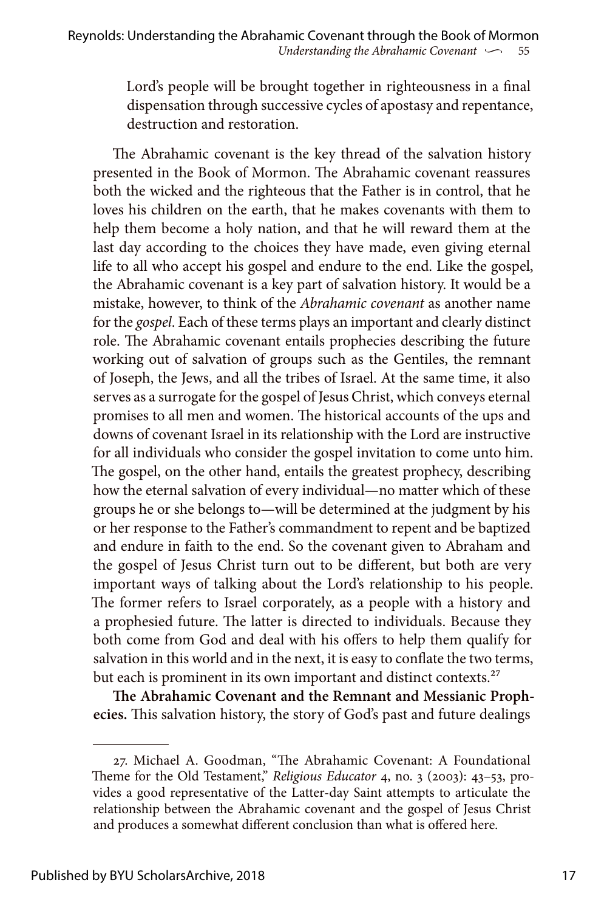Lord's people will be brought together in righteousness in a final dispensation through successive cycles of apostasy and repentance, destruction and restoration.

The Abrahamic covenant is the key thread of the salvation history presented in the Book of Mormon. The Abrahamic covenant reassures both the wicked and the righteous that the Father is in control, that he loves his children on the earth, that he makes covenants with them to help them become a holy nation, and that he will reward them at the last day according to the choices they have made, even giving eternal life to all who accept his gospel and endure to the end. Like the gospel, the Abrahamic covenant is a key part of salvation history. It would be a mistake, however, to think of the *Abrahamic covenant* as another name for the *gospel*. Each of these terms plays an important and clearly distinct role. The Abrahamic covenant entails prophecies describing the future working out of salvation of groups such as the Gentiles, the remnant of Joseph, the Jews, and all the tribes of Israel. At the same time, it also serves as a surrogate for the gospel of Jesus Christ, which conveys eternal promises to all men and women. The historical accounts of the ups and downs of covenant Israel in its relationship with the Lord are instructive for all individuals who consider the gospel invitation to come unto him. The gospel, on the other hand, entails the greatest prophecy, describing how the eternal salvation of every individual—no matter which of these groups he or she belongs to—will be determined at the judgment by his or her response to the Father's commandment to repent and be baptized and endure in faith to the end. So the covenant given to Abraham and the gospel of Jesus Christ turn out to be different, but both are very important ways of talking about the Lord's relationship to his people. The former refers to Israel corporately, as a people with a history and a prophesied future. The latter is directed to individuals. Because they both come from God and deal with his offers to help them qualify for salvation in this world and in the next, it is easy to conflate the two terms, but each is prominent in its own important and distinct contexts.[27]

**The Abrahamic Covenant and the Remnant and Messianic Prophecies.** This salvation history, the story of God's past and future dealings

---

27. Michael A. Goodman, "The Abrahamic Covenant: A Foundational Theme for the Old Testament," *Religious Educator* 4, no. 3 (2003): 43–53, provides a good representative of the Latter-day Saint attempts to articulate the relationship between the Abrahamic covenant and the gospel of Jesus Christ and produces a somewhat different conclusion than what is offered here.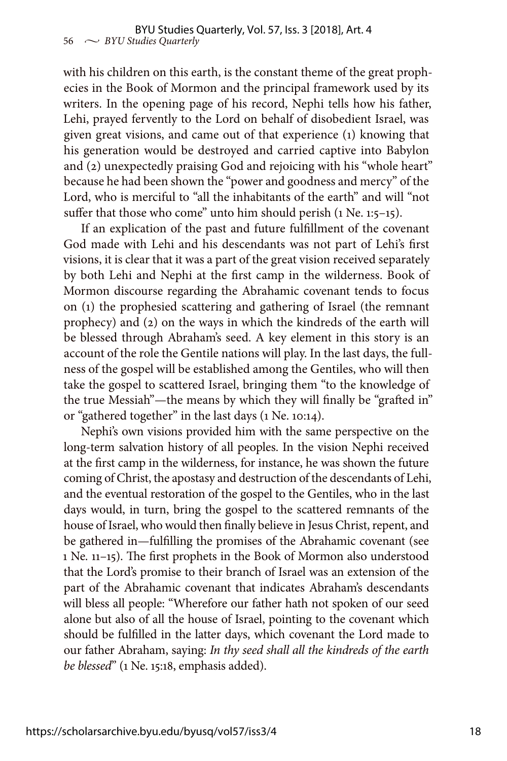with his children on this earth, is the constant theme of the great prophecies in the Book of Mormon and the principal framework used by its writers. In the opening page of his record, Nephi tells how his father, Lehi, prayed fervently to the Lord on behalf of disobedient Israel, was given great visions, and came out of that experience (1) knowing that his generation would be destroyed and carried captive into Babylon and (2) unexpectedly praising God and rejoicing with his "whole heart" because he had been shown the "power and goodness and mercy" of the Lord, who is merciful to "all the inhabitants of the earth" and will "not suffer that those who come" unto him should perish (1 Ne. 1:5–15).

If an explication of the past and future fulfillment of the covenant God made with Lehi and his descendants was not part of Lehi's first visions, it is clear that it was a part of the great vision received separately by both Lehi and Nephi at the first camp in the wilderness. Book of Mormon discourse regarding the Abrahamic covenant tends to focus on (1) the prophesied scattering and gathering of Israel (the remnant prophecy) and (2) on the ways in which the kindreds of the earth will be blessed through Abraham's seed. A key element in this story is an account of the role the Gentile nations will play. In the last days, the fullness of the gospel will be established among the Gentiles, who will then take the gospel to scattered Israel, bringing them "to the knowledge of the true Messiah"—the means by which they will finally be "grafted in" or "gathered together" in the last days (1 Ne. 10:14).

Nephi's own visions provided him with the same perspective on the long-term salvation history of all peoples. In the vision Nephi received at the first camp in the wilderness, for instance, he was shown the future coming of Christ, the apostasy and destruction of the descendants of Lehi, and the eventual restoration of the gospel to the Gentiles, who in the last days would, in turn, bring the gospel to the scattered remnants of the house of Israel, who would then finally believe in Jesus Christ, repent, and be gathered in—fulfilling the promises of the Abrahamic covenant (see 1 Ne. 11–15). The first prophets in the Book of Mormon also understood that the Lord's promise to their branch of Israel was an extension of the part of the Abrahamic covenant that indicates Abraham's descendants will bless all people: "Wherefore our father hath not spoken of our seed alone but also of all the house of Israel, pointing to the covenant which should be fulfilled in the latter days, which covenant the Lord made to our father Abraham, saying: *In thy seed shall all the kindreds of the earth be blessed*" (1 Ne. 15:18, emphasis added).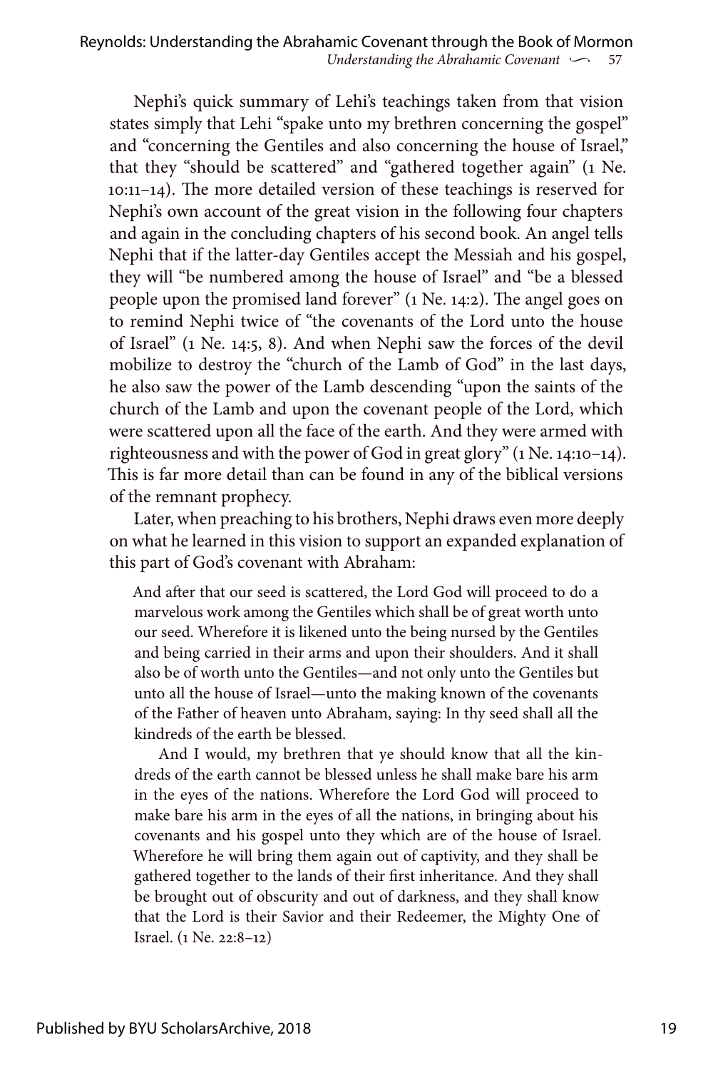Nephi's quick summary of Lehi's teachings taken from that vision states simply that Lehi "spake unto my brethren concerning the gospel" and "concerning the Gentiles and also concerning the house of Israel," that they "should be scattered" and "gathered together again" (1 Ne. 10:11–14). The more detailed version of these teachings is reserved for Nephi's own account of the great vision in the following four chapters and again in the concluding chapters of his second book. An angel tells Nephi that if the latter-day Gentiles accept the Messiah and his gospel, they will "be numbered among the house of Israel" and "be a blessed people upon the promised land forever" (1 Ne. 14:2). The angel goes on to remind Nephi twice of "the covenants of the Lord unto the house of Israel" (1 Ne. 14:5, 8). And when Nephi saw the forces of the devil mobilize to destroy the "church of the Lamb of God" in the last days, he also saw the power of the Lamb descending "upon the saints of the church of the Lamb and upon the covenant people of the Lord, which were scattered upon all the face of the earth. And they were armed with righteousness and with the power of God in great glory" (1 Ne. 14:10–14). This is far more detail than can be found in any of the biblical versions of the remnant prophecy.

Later, when preaching to his brothers, Nephi draws even more deeply on what he learned in this vision to support an expanded explanation of this part of God's covenant with Abraham:

> And after that our seed is scattered, the Lord God will proceed to do a marvelous work among the Gentiles which shall be of great worth unto our seed. Wherefore it is likened unto the being nursed by the Gentiles and being carried in their arms and upon their shoulders. And it shall also be of worth unto the Gentiles—and not only unto the Gentiles but unto all the house of Israel—unto the making known of the covenants of the Father of heaven unto Abraham, saying: In thy seed shall all the kindreds of the earth be blessed.
>
> And I would, my brethren that ye should know that all the kindreds of the earth cannot be blessed unless he shall make bare his arm in the eyes of the nations. Wherefore the Lord God will proceed to make bare his arm in the eyes of all the nations, in bringing about his covenants and his gospel unto they which are of the house of Israel. Wherefore he will bring them again out of captivity, and they shall be gathered together to the lands of their first inheritance. And they shall be brought out of obscurity and out of darkness, and they shall know that the Lord is their Savior and their Redeemer, the Mighty One of Israel. (1 Ne. 22:8–12)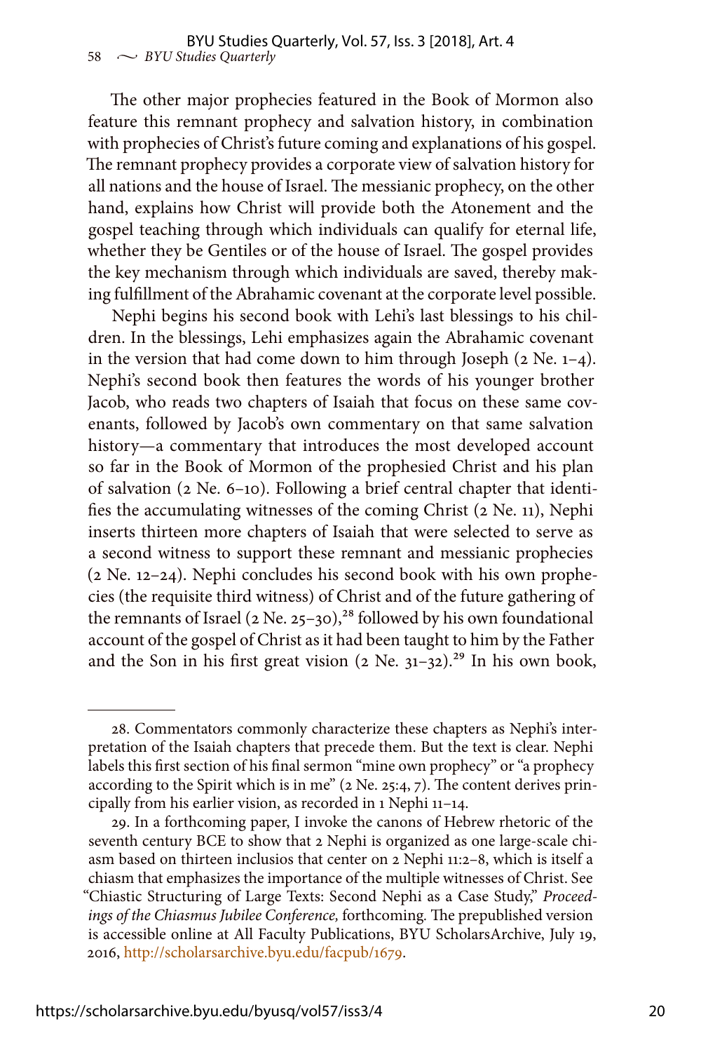The other major prophecies featured in the Book of Mormon also feature this remnant prophecy and salvation history, in combination with prophecies of Christ's future coming and explanations of his gospel. The remnant prophecy provides a corporate view of salvation history for all nations and the house of Israel. The messianic prophecy, on the other hand, explains how Christ will provide both the Atonement and the gospel teaching through which individuals can qualify for eternal life, whether they be Gentiles or of the house of Israel. The gospel provides the key mechanism through which individuals are saved, thereby making fulfillment of the Abrahamic covenant at the corporate level possible.

Nephi begins his second book with Lehi's last blessings to his children. In the blessings, Lehi emphasizes again the Abrahamic covenant in the version that had come down to him through Joseph (2 Ne. 1–4). Nephi's second book then features the words of his younger brother Jacob, who reads two chapters of Isaiah that focus on these same covenants, followed by Jacob's own commentary on that same salvation history—a commentary that introduces the most developed account so far in the Book of Mormon of the prophesied Christ and his plan of salvation (2 Ne. 6–10). Following a brief central chapter that identifies the accumulating witnesses of the coming Christ (2 Ne. 11), Nephi inserts thirteen more chapters of Isaiah that were selected to serve as a second witness to support these remnant and messianic prophecies (2 Ne. 12–24). Nephi concludes his second book with his own prophecies (the requisite third witness) of Christ and of the future gathering of the remnants of Israel (2 Ne. 25–30),[28] followed by his own foundational account of the gospel of Christ as it had been taught to him by the Father and the Son in his first great vision (2 Ne. 31–32).[29] In his own book,

---

28. Commentators commonly characterize these chapters as Nephi's interpretation of the Isaiah chapters that precede them. But the text is clear. Nephi labels this first section of his final sermon "mine own prophecy" or "a prophecy according to the Spirit which is in me" (2 Ne. 25:4, 7). The content derives principally from his earlier vision, as recorded in 1 Nephi 11–14.

29. In a forthcoming paper, I invoke the canons of Hebrew rhetoric of the seventh century BCE to show that 2 Nephi is organized as one large-scale chiasm based on thirteen inclusios that center on 2 Nephi 11:2–8, which is itself a chiasm that emphasizes the importance of the multiple witnesses of Christ. See "Chiastic Structuring of Large Texts: Second Nephi as a Case Study," *Proceedings of the Chiasmus Jubilee Conference,* forthcoming. The prepublished version is accessible online at All Faculty Publications, BYU ScholarsArchive, July 19, 2016, http://scholarsarchive.byu.edu/facpub/1679.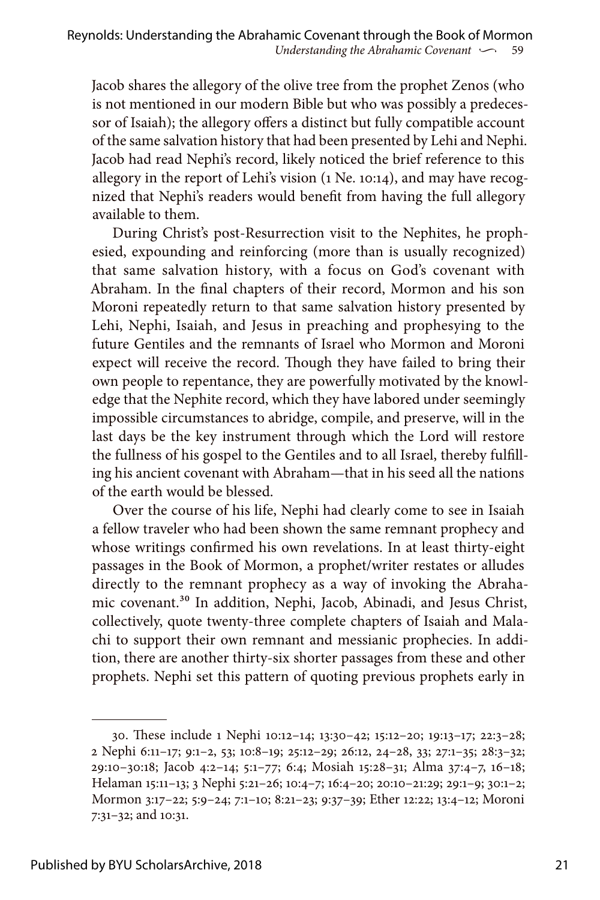Jacob shares the allegory of the olive tree from the prophet Zenos (who is not mentioned in our modern Bible but who was possibly a predecessor of Isaiah); the allegory offers a distinct but fully compatible account of the same salvation history that had been presented by Lehi and Nephi. Jacob had read Nephi's record, likely noticed the brief reference to this allegory in the report of Lehi's vision (1 Ne. 10:14), and may have recognized that Nephi's readers would benefit from having the full allegory available to them.

During Christ's post-Resurrection visit to the Nephites, he prophesied, expounding and reinforcing (more than is usually recognized) that same salvation history, with a focus on God's covenant with Abraham. In the final chapters of their record, Mormon and his son Moroni repeatedly return to that same salvation history presented by Lehi, Nephi, Isaiah, and Jesus in preaching and prophesying to the future Gentiles and the remnants of Israel who Mormon and Moroni expect will receive the record. Though they have failed to bring their own people to repentance, they are powerfully motivated by the knowledge that the Nephite record, which they have labored under seemingly impossible circumstances to abridge, compile, and preserve, will in the last days be the key instrument through which the Lord will restore the fullness of his gospel to the Gentiles and to all Israel, thereby fulfilling his ancient covenant with Abraham—that in his seed all the nations of the earth would be blessed.

Over the course of his life, Nephi had clearly come to see in Isaiah a fellow traveler who had been shown the same remnant prophecy and whose writings confirmed his own revelations. In at least thirty-eight passages in the Book of Mormon, a prophet/writer restates or alludes directly to the remnant prophecy as a way of invoking the Abrahamic covenant.[30] In addition, Nephi, Jacob, Abinadi, and Jesus Christ, collectively, quote twenty-three complete chapters of Isaiah and Malachi to support their own remnant and messianic prophecies. In addition, there are another thirty-six shorter passages from these and other prophets. Nephi set this pattern of quoting previous prophets early in

30. These include 1 Nephi 10:12–14; 13:30–42; 15:12–20; 19:13–17; 22:3–28; 2 Nephi 6:11–17; 9:1–2, 53; 10:8–19; 25:12–29; 26:12, 24–28, 33; 27:1–35; 28:3–32; 29:10–30:18; Jacob 4:2–14; 5:1–77; 6:4; Mosiah 15:28–31; Alma 37:4–7, 16–18; Helaman 15:11–13; 3 Nephi 5:21–26; 10:4–7; 16:4–20; 20:10–21:29; 29:1–9; 30:1–2; Mormon 3:17–22; 5:9–24; 7:1–10; 8:21–23; 9:37–39; Ether 12:22; 13:4–12; Moroni 7:31–32; and 10:31.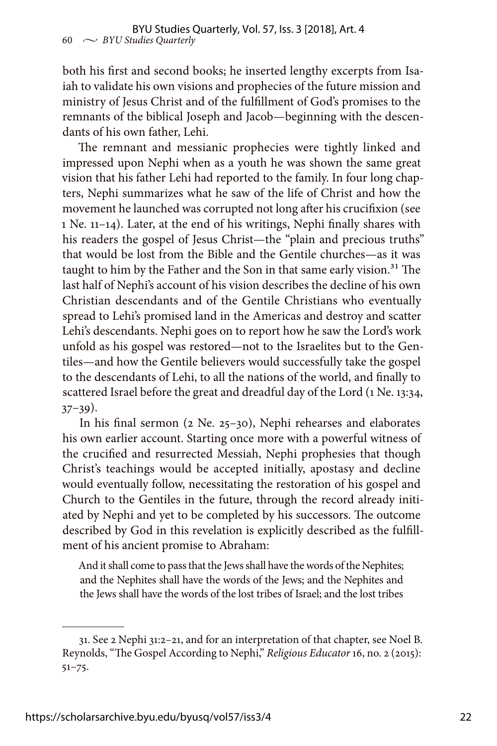both his first and second books; he inserted lengthy excerpts from Isaiah to validate his own visions and prophecies of the future mission and ministry of Jesus Christ and of the fulfillment of God's promises to the remnants of the biblical Joseph and Jacob—beginning with the descendants of his own father, Lehi.

The remnant and messianic prophecies were tightly linked and impressed upon Nephi when as a youth he was shown the same great vision that his father Lehi had reported to the family. In four long chapters, Nephi summarizes what he saw of the life of Christ and how the movement he launched was corrupted not long after his crucifixion (see 1 Ne. 11–14). Later, at the end of his writings, Nephi finally shares with his readers the gospel of Jesus Christ—the "plain and precious truths" that would be lost from the Bible and the Gentile churches—as it was taught to him by the Father and the Son in that same early vision.[31] The last half of Nephi's account of his vision describes the decline of his own Christian descendants and of the Gentile Christians who eventually spread to Lehi's promised land in the Americas and destroy and scatter Lehi's descendants. Nephi goes on to report how he saw the Lord's work unfold as his gospel was restored—not to the Israelites but to the Gentiles—and how the Gentile believers would successfully take the gospel to the descendants of Lehi, to all the nations of the world, and finally to scattered Israel before the great and dreadful day of the Lord (1 Ne. 13:34, 37–39).

In his final sermon (2 Ne. 25–30), Nephi rehearses and elaborates his own earlier account. Starting once more with a powerful witness of the crucified and resurrected Messiah, Nephi prophesies that though Christ's teachings would be accepted initially, apostasy and decline would eventually follow, necessitating the restoration of his gospel and Church to the Gentiles in the future, through the record already initiated by Nephi and yet to be completed by his successors. The outcome described by God in this revelation is explicitly described as the fulfillment of his ancient promise to Abraham:

> And it shall come to pass that the Jews shall have the words of the Nephites; and the Nephites shall have the words of the Jews; and the Nephites and the Jews shall have the words of the lost tribes of Israel; and the lost tribes

---

31. See 2 Nephi 31:2–21, and for an interpretation of that chapter, see Noel B. Reynolds, "The Gospel According to Nephi," *Religious Educator* 16, no. 2 (2015): 51–75.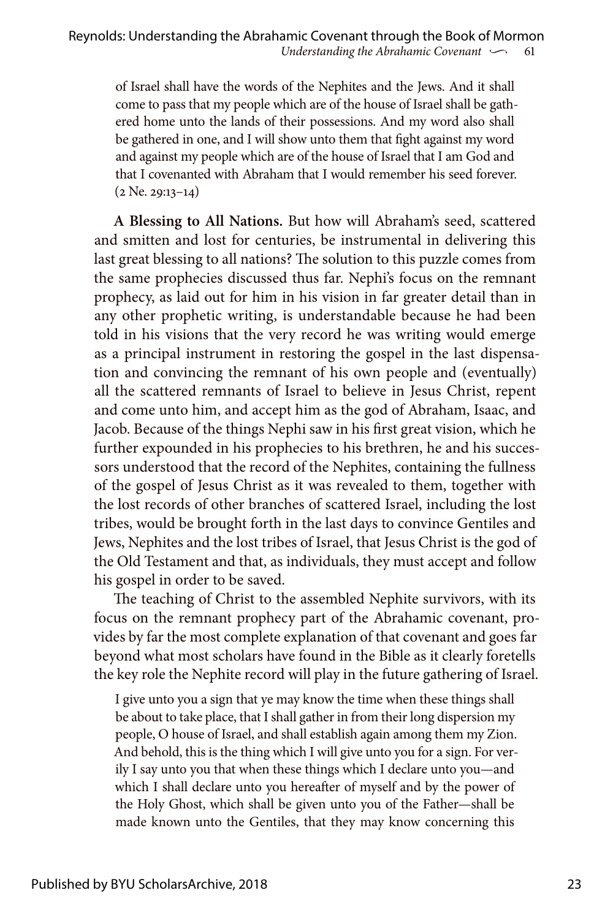> of Israel shall have the words of the Nephites and the Jews. And it shall come to pass that my people which are of the house of Israel shall be gathered home unto the lands of their possessions. And my word also shall be gathered in one, and I will show unto them that fight against my word and against my people which are of the house of Israel that I am God and that I covenanted with Abraham that I would remember his seed forever. (2 Ne. 29:13–14)

**A Blessing to All Nations.** But how will Abraham's seed, scattered and smitten and lost for centuries, be instrumental in delivering this last great blessing to all nations? The solution to this puzzle comes from the same prophecies discussed thus far. Nephi's focus on the remnant prophecy, as laid out for him in his vision in far greater detail than in any other prophetic writing, is understandable because he had been told in his visions that the very record he was writing would emerge as a principal instrument in restoring the gospel in the last dispensation and convincing the remnant of his own people and (eventually) all the scattered remnants of Israel to believe in Jesus Christ, repent and come unto him, and accept him as the god of Abraham, Isaac, and Jacob. Because of the things Nephi saw in his first great vision, which he further expounded in his prophecies to his brethren, he and his successors understood that the record of the Nephites, containing the fullness of the gospel of Jesus Christ as it was revealed to them, together with the lost records of other branches of scattered Israel, including the lost tribes, would be brought forth in the last days to convince Gentiles and Jews, Nephites and the lost tribes of Israel, that Jesus Christ is the god of the Old Testament and that, as individuals, they must accept and follow his gospel in order to be saved.

The teaching of Christ to the assembled Nephite survivors, with its focus on the remnant prophecy part of the Abrahamic covenant, provides by far the most complete explanation of that covenant and goes far beyond what most scholars have found in the Bible as it clearly foretells the key role the Nephite record will play in the future gathering of Israel.

> I give unto you a sign that ye may know the time when these things shall be about to take place, that I shall gather in from their long dispersion my people, O house of Israel, and shall establish again among them my Zion. And behold, this is the thing which I will give unto you for a sign. For verily I say unto you that when these things which I declare unto you—and which I shall declare unto you hereafter of myself and by the power of the Holy Ghost, which shall be given unto you of the Father—shall be made known unto the Gentiles, that they may know concerning this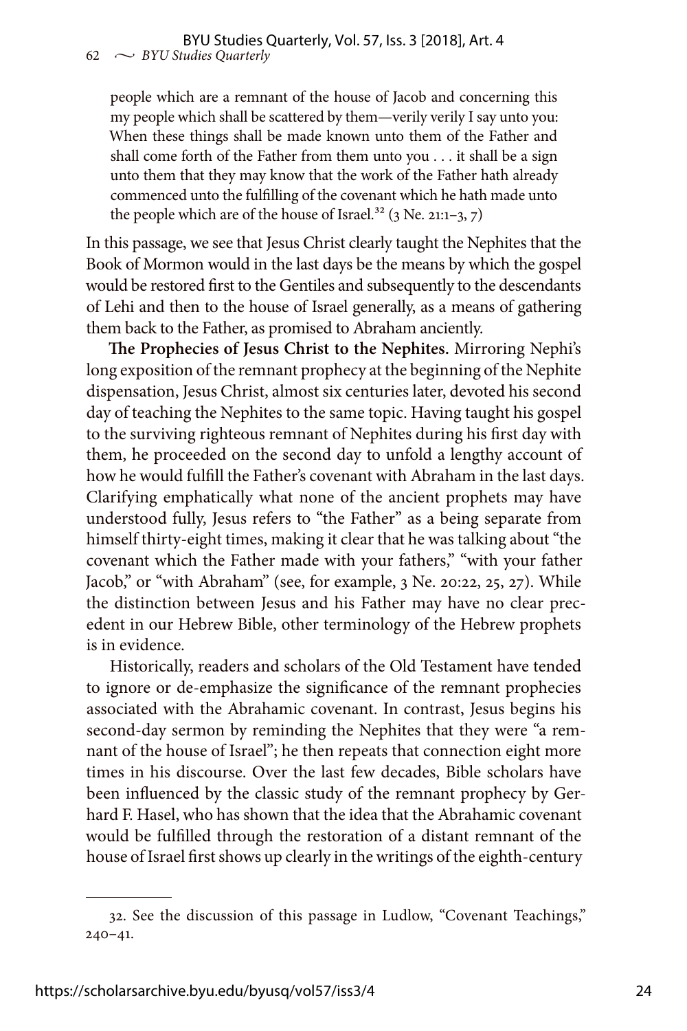> people which are a remnant of the house of Jacob and concerning this my people which shall be scattered by them—verily verily I say unto you: When these things shall be made known unto them of the Father and shall come forth of the Father from them unto you . . . it shall be a sign unto them that they may know that the work of the Father hath already commenced unto the fulfilling of the covenant which he hath made unto the people which are of the house of Israel.[32] (3 Ne. 21:1–3, 7)

In this passage, we see that Jesus Christ clearly taught the Nephites that the Book of Mormon would in the last days be the means by which the gospel would be restored first to the Gentiles and subsequently to the descendants of Lehi and then to the house of Israel generally, as a means of gathering them back to the Father, as promised to Abraham anciently.

**The Prophecies of Jesus Christ to the Nephites.** Mirroring Nephi's long exposition of the remnant prophecy at the beginning of the Nephite dispensation, Jesus Christ, almost six centuries later, devoted his second day of teaching the Nephites to the same topic. Having taught his gospel to the surviving righteous remnant of Nephites during his first day with them, he proceeded on the second day to unfold a lengthy account of how he would fulfill the Father's covenant with Abraham in the last days. Clarifying emphatically what none of the ancient prophets may have understood fully, Jesus refers to "the Father" as a being separate from himself thirty-eight times, making it clear that he was talking about "the covenant which the Father made with your fathers," "with your father Jacob," or "with Abraham" (see, for example, 3 Ne. 20:22, 25, 27). While the distinction between Jesus and his Father may have no clear precedent in our Hebrew Bible, other terminology of the Hebrew prophets is in evidence.

Historically, readers and scholars of the Old Testament have tended to ignore or de-emphasize the significance of the remnant prophecies associated with the Abrahamic covenant. In contrast, Jesus begins his second-day sermon by reminding the Nephites that they were "a remnant of the house of Israel"; he then repeats that connection eight more times in his discourse. Over the last few decades, Bible scholars have been influenced by the classic study of the remnant prophecy by Gerhard F. Hasel, who has shown that the idea that the Abrahamic covenant would be fulfilled through the restoration of a distant remnant of the house of Israel first shows up clearly in the writings of the eighth-century

---

32. See the discussion of this passage in Ludlow, "Covenant Teachings," 240–41.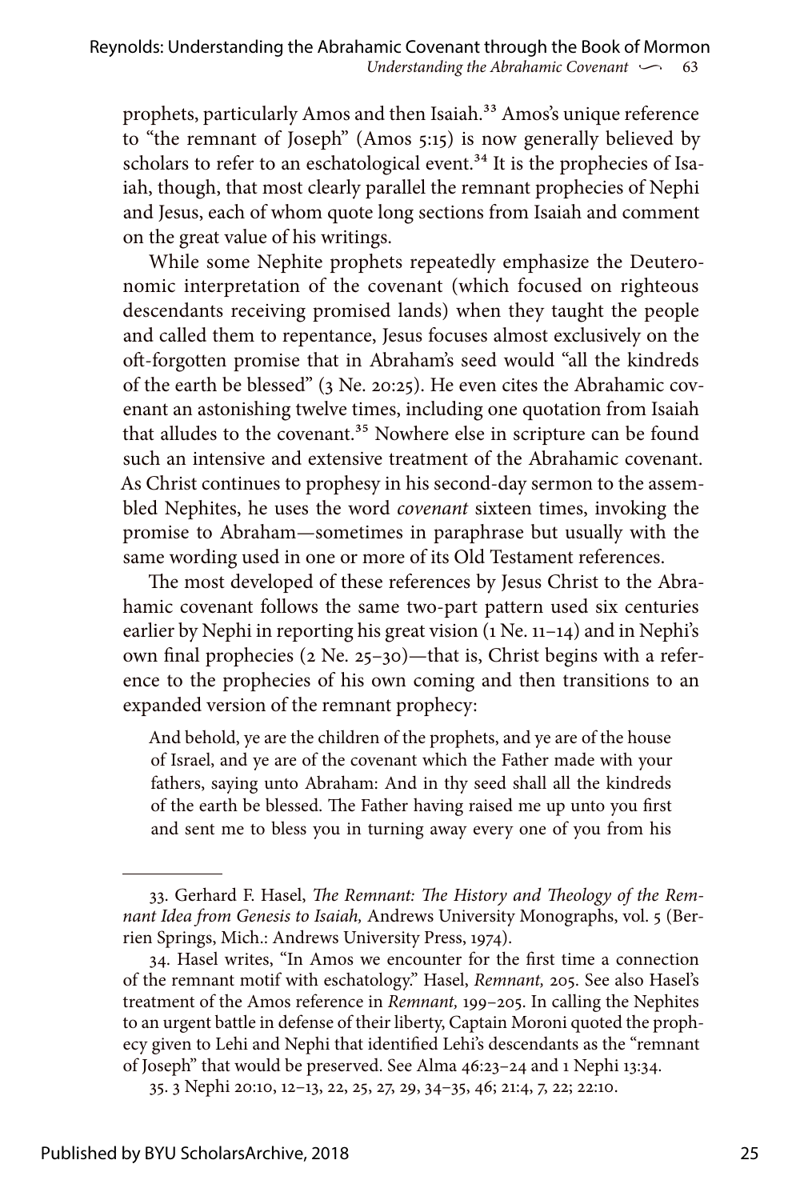prophets, particularly Amos and then Isaiah.[33] Amos's unique reference to "the remnant of Joseph" (Amos 5:15) is now generally believed by scholars to refer to an eschatological event.[34] It is the prophecies of Isaiah, though, that most clearly parallel the remnant prophecies of Nephi and Jesus, each of whom quote long sections from Isaiah and comment on the great value of his writings.

While some Nephite prophets repeatedly emphasize the Deuteronomic interpretation of the covenant (which focused on righteous descendants receiving promised lands) when they taught the people and called them to repentance, Jesus focuses almost exclusively on the oft-forgotten promise that in Abraham's seed would "all the kindreds of the earth be blessed" (3 Ne. 20:25). He even cites the Abrahamic covenant an astonishing twelve times, including one quotation from Isaiah that alludes to the covenant.[35] Nowhere else in scripture can be found such an intensive and extensive treatment of the Abrahamic covenant. As Christ continues to prophesy in his second-day sermon to the assembled Nephites, he uses the word *covenant* sixteen times, invoking the promise to Abraham—sometimes in paraphrase but usually with the same wording used in one or more of its Old Testament references.

The most developed of these references by Jesus Christ to the Abrahamic covenant follows the same two-part pattern used six centuries earlier by Nephi in reporting his great vision (1 Ne. 11–14) and in Nephi's own final prophecies (2 Ne. 25–30)—that is, Christ begins with a reference to the prophecies of his own coming and then transitions to an expanded version of the remnant prophecy:

> And behold, ye are the children of the prophets, and ye are of the house of Israel, and ye are of the covenant which the Father made with your fathers, saying unto Abraham: And in thy seed shall all the kindreds of the earth be blessed. The Father having raised me up unto you first and sent me to bless you in turning away every one of you from his

---

33. Gerhard F. Hasel, *The Remnant: The History and Theology of the Remnant Idea from Genesis to Isaiah,* Andrews University Monographs, vol. 5 (Berrien Springs, Mich.: Andrews University Press, 1974).

34. Hasel writes, "In Amos we encounter for the first time a connection of the remnant motif with eschatology." Hasel, *Remnant,* 205. See also Hasel's treatment of the Amos reference in *Remnant,* 199–205. In calling the Nephites to an urgent battle in defense of their liberty, Captain Moroni quoted the prophecy given to Lehi and Nephi that identified Lehi's descendants as the "remnant of Joseph" that would be preserved. See Alma 46:23–24 and 1 Nephi 13:34.

35. 3 Nephi 20:10, 12–13, 22, 25, 27, 29, 34–35, 46; 21:4, 7, 22; 22:10.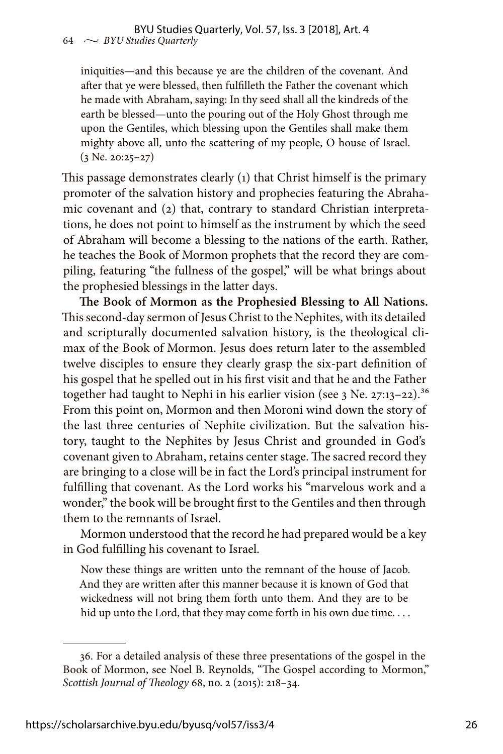> iniquities—and this because ye are the children of the covenant. And after that ye were blessed, then fulfilleth the Father the covenant which he made with Abraham, saying: In thy seed shall all the kindreds of the earth be blessed—unto the pouring out of the Holy Ghost through me upon the Gentiles, which blessing upon the Gentiles shall make them mighty above all, unto the scattering of my people, O house of Israel. (3 Ne. 20:25–27)

This passage demonstrates clearly (1) that Christ himself is the primary promoter of the salvation history and prophecies featuring the Abrahamic covenant and (2) that, contrary to standard Christian interpretations, he does not point to himself as the instrument by which the seed of Abraham will become a blessing to the nations of the earth. Rather, he teaches the Book of Mormon prophets that the record they are compiling, featuring "the fullness of the gospel," will be what brings about the prophesied blessings in the latter days.

**The Book of Mormon as the Prophesied Blessing to All Nations.** This second-day sermon of Jesus Christ to the Nephites, with its detailed and scripturally documented salvation history, is the theological climax of the Book of Mormon. Jesus does return later to the assembled twelve disciples to ensure they clearly grasp the six-part definition of his gospel that he spelled out in his first visit and that he and the Father together had taught to Nephi in his earlier vision (see 3 Ne. 27:13–22).[36] From this point on, Mormon and then Moroni wind down the story of the last three centuries of Nephite civilization. But the salvation history, taught to the Nephites by Jesus Christ and grounded in God's covenant given to Abraham, retains center stage. The sacred record they are bringing to a close will be in fact the Lord's principal instrument for fulfilling that covenant. As the Lord works his "marvelous work and a wonder," the book will be brought first to the Gentiles and then through them to the remnants of Israel.

Mormon understood that the record he had prepared would be a key in God fulfilling his covenant to Israel.

> Now these things are written unto the remnant of the house of Jacob. And they are written after this manner because it is known of God that wickedness will not bring them forth unto them. And they are to be hid up unto the Lord, that they may come forth in his own due time. . . .

---

36. For a detailed analysis of these three presentations of the gospel in the Book of Mormon, see Noel B. Reynolds, "The Gospel according to Mormon," *Scottish Journal of Theology* 68, no. 2 (2015): 218–34.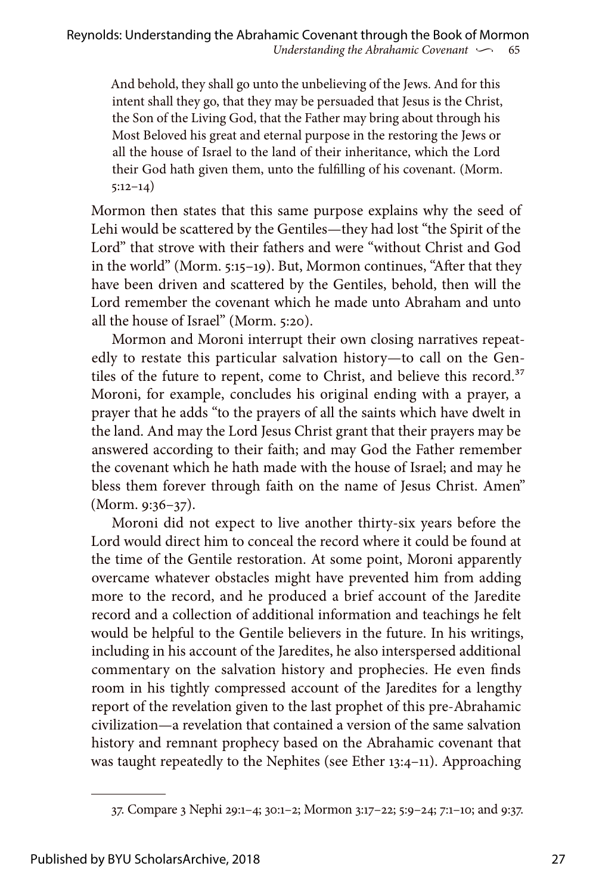> And behold, they shall go unto the unbelieving of the Jews. And for this intent shall they go, that they may be persuaded that Jesus is the Christ, the Son of the Living God, that the Father may bring about through his Most Beloved his great and eternal purpose in the restoring the Jews or all the house of Israel to the land of their inheritance, which the Lord their God hath given them, unto the fulfilling of his covenant. (Morm. 5:12–14)

Mormon then states that this same purpose explains why the seed of Lehi would be scattered by the Gentiles—they had lost "the Spirit of the Lord" that strove with their fathers and were "without Christ and God in the world" (Morm. 5:15–19). But, Mormon continues, "After that they have been driven and scattered by the Gentiles, behold, then will the Lord remember the covenant which he made unto Abraham and unto all the house of Israel" (Morm. 5:20).

Mormon and Moroni interrupt their own closing narratives repeatedly to restate this particular salvation history—to call on the Gentiles of the future to repent, come to Christ, and believe this record.[37] Moroni, for example, concludes his original ending with a prayer, a prayer that he adds "to the prayers of all the saints which have dwelt in the land. And may the Lord Jesus Christ grant that their prayers may be answered according to their faith; and may God the Father remember the covenant which he hath made with the house of Israel; and may he bless them forever through faith on the name of Jesus Christ. Amen" (Morm. 9:36–37).

Moroni did not expect to live another thirty-six years before the Lord would direct him to conceal the record where it could be found at the time of the Gentile restoration. At some point, Moroni apparently overcame whatever obstacles might have prevented him from adding more to the record, and he produced a brief account of the Jaredite record and a collection of additional information and teachings he felt would be helpful to the Gentile believers in the future. In his writings, including in his account of the Jaredites, he also interspersed additional commentary on the salvation history and prophecies. He even finds room in his tightly compressed account of the Jaredites for a lengthy report of the revelation given to the last prophet of this pre-Abrahamic civilization—a revelation that contained a version of the same salvation history and remnant prophecy based on the Abrahamic covenant that was taught repeatedly to the Nephites (see Ether 13:4–11). Approaching

37. Compare 3 Nephi 29:1–4; 30:1–2; Mormon 3:17–22; 5:9–24; 7:1–10; and 9:37.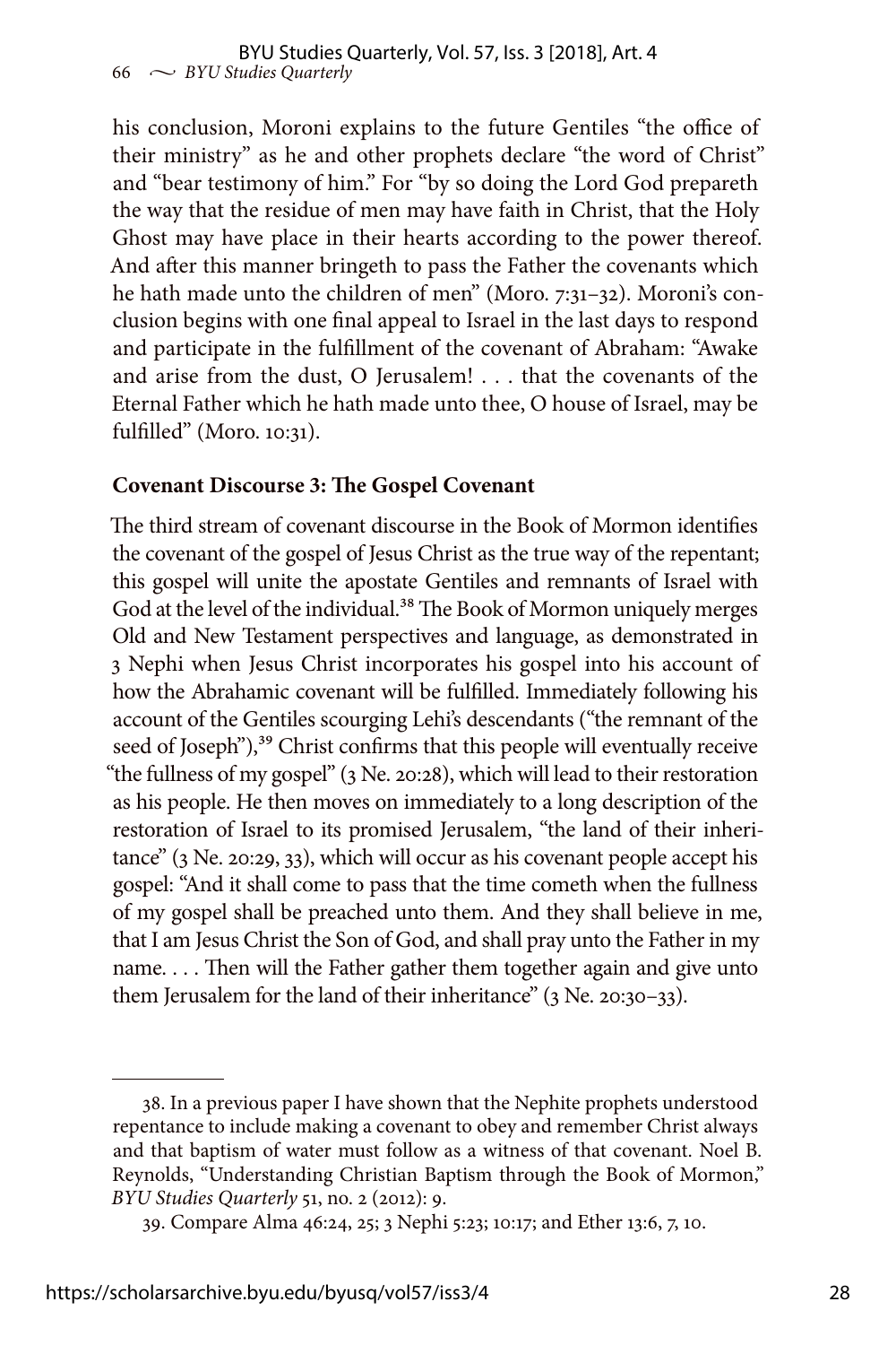his conclusion, Moroni explains to the future Gentiles "the office of their ministry" as he and other prophets declare "the word of Christ" and "bear testimony of him." For "by so doing the Lord God prepareth the way that the residue of men may have faith in Christ, that the Holy Ghost may have place in their hearts according to the power thereof. And after this manner bringeth to pass the Father the covenants which he hath made unto the children of men" (Moro. 7:31–32). Moroni's conclusion begins with one final appeal to Israel in the last days to respond and participate in the fulfillment of the covenant of Abraham: "Awake and arise from the dust, O Jerusalem! . . . that the covenants of the Eternal Father which he hath made unto thee, O house of Israel, may be fulfilled" (Moro. 10:31).

**Covenant Discourse 3: The Gospel Covenant**

The third stream of covenant discourse in the Book of Mormon identifies the covenant of the gospel of Jesus Christ as the true way of the repentant; this gospel will unite the apostate Gentiles and remnants of Israel with God at the level of the individual.[38] The Book of Mormon uniquely merges Old and New Testament perspectives and language, as demonstrated in 3 Nephi when Jesus Christ incorporates his gospel into his account of how the Abrahamic covenant will be fulfilled. Immediately following his account of the Gentiles scourging Lehi's descendants ("the remnant of the seed of Joseph"),[39] Christ confirms that this people will eventually receive "the fullness of my gospel" (3 Ne. 20:28), which will lead to their restoration as his people. He then moves on immediately to a long description of the restoration of Israel to its promised Jerusalem, "the land of their inheritance" (3 Ne. 20:29, 33), which will occur as his covenant people accept his gospel: "And it shall come to pass that the time cometh when the fullness of my gospel shall be preached unto them. And they shall believe in me, that I am Jesus Christ the Son of God, and shall pray unto the Father in my name. . . . Then will the Father gather them together again and give unto them Jerusalem for the land of their inheritance" (3 Ne. 20:30–33).

---

38. In a previous paper I have shown that the Nephite prophets understood repentance to include making a covenant to obey and remember Christ always and that baptism of water must follow as a witness of that covenant. Noel B. Reynolds, "Understanding Christian Baptism through the Book of Mormon," *BYU Studies Quarterly* 51, no. 2 (2012): 9.

39. Compare Alma 46:24, 25; 3 Nephi 5:23; 10:17; and Ether 13:6, 7, 10.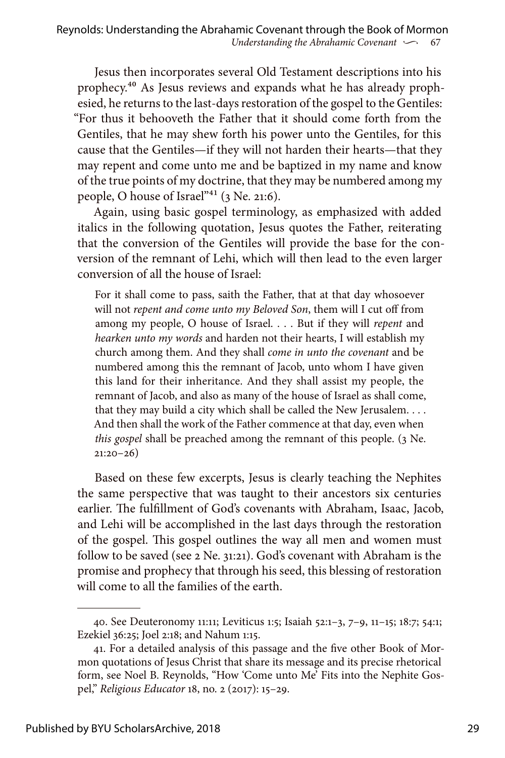Jesus then incorporates several Old Testament descriptions into his prophecy.[40] As Jesus reviews and expands what he has already prophesied, he returns to the last-days restoration of the gospel to the Gentiles: "For thus it behooveth the Father that it should come forth from the Gentiles, that he may shew forth his power unto the Gentiles, for this cause that the Gentiles—if they will not harden their hearts—that they may repent and come unto me and be baptized in my name and know of the true points of my doctrine, that they may be numbered among my people, O house of Israel"[41] (3 Ne. 21:6).

Again, using basic gospel terminology, as emphasized with added italics in the following quotation, Jesus quotes the Father, reiterating that the conversion of the Gentiles will provide the base for the conversion of the remnant of Lehi, which will then lead to the even larger conversion of all the house of Israel:

> For it shall come to pass, saith the Father, that at that day whosoever will not *repent and come unto my Beloved Son*, them will I cut off from among my people, O house of Israel. . . . But if they will *repent* and *hearken unto my words* and harden not their hearts, I will establish my church among them. And they shall *come in unto the covenant* and be numbered among this the remnant of Jacob, unto whom I have given this land for their inheritance. And they shall assist my people, the remnant of Jacob, and also as many of the house of Israel as shall come, that they may build a city which shall be called the New Jerusalem. . . . And then shall the work of the Father commence at that day, even when *this gospel* shall be preached among the remnant of this people. (3 Ne. 21:20–26)

Based on these few excerpts, Jesus is clearly teaching the Nephites the same perspective that was taught to their ancestors six centuries earlier. The fulfillment of God's covenants with Abraham, Isaac, Jacob, and Lehi will be accomplished in the last days through the restoration of the gospel. This gospel outlines the way all men and women must follow to be saved (see 2 Ne. 31:21). God's covenant with Abraham is the promise and prophecy that through his seed, this blessing of restoration will come to all the families of the earth.

---

40. See Deuteronomy 11:11; Leviticus 1:5; Isaiah 52:1–3, 7–9, 11–15; 18:7; 54:1; Ezekiel 36:25; Joel 2:18; and Nahum 1:15.

41. For a detailed analysis of this passage and the five other Book of Mormon quotations of Jesus Christ that share its message and its precise rhetorical form, see Noel B. Reynolds, "How 'Come unto Me' Fits into the Nephite Gospel," *Religious Educator* 18, no. 2 (2017): 15–29.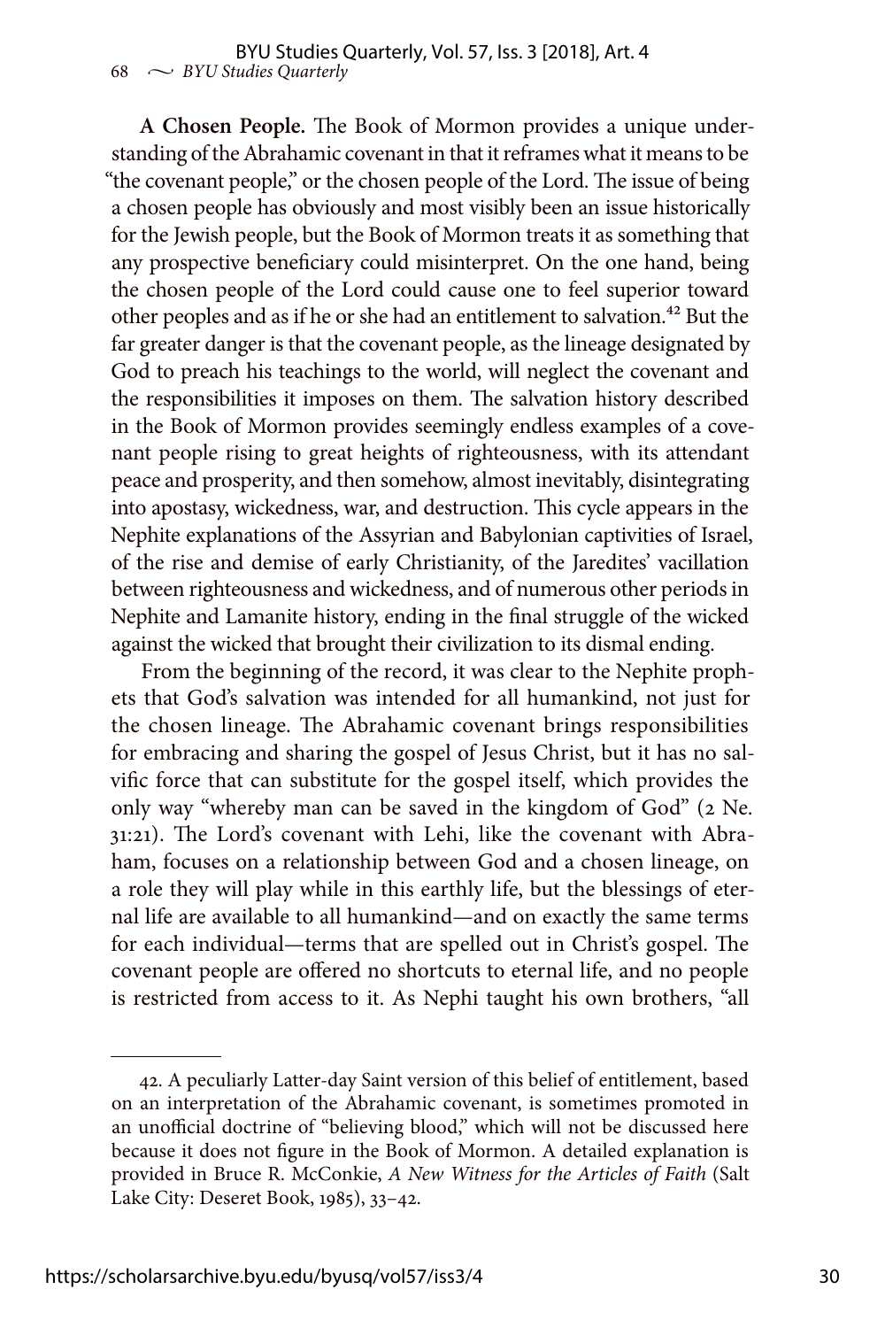**A Chosen People.** The Book of Mormon provides a unique understanding of the Abrahamic covenant in that it reframes what it means to be "the covenant people," or the chosen people of the Lord. The issue of being a chosen people has obviously and most visibly been an issue historically for the Jewish people, but the Book of Mormon treats it as something that any prospective beneficiary could misinterpret. On the one hand, being the chosen people of the Lord could cause one to feel superior toward other peoples and as if he or she had an entitlement to salvation.[42] But the far greater danger is that the covenant people, as the lineage designated by God to preach his teachings to the world, will neglect the covenant and the responsibilities it imposes on them. The salvation history described in the Book of Mormon provides seemingly endless examples of a covenant people rising to great heights of righteousness, with its attendant peace and prosperity, and then somehow, almost inevitably, disintegrating into apostasy, wickedness, war, and destruction. This cycle appears in the Nephite explanations of the Assyrian and Babylonian captivities of Israel, of the rise and demise of early Christianity, of the Jaredites' vacillation between righteousness and wickedness, and of numerous other periods in Nephite and Lamanite history, ending in the final struggle of the wicked against the wicked that brought their civilization to its dismal ending.

From the beginning of the record, it was clear to the Nephite prophets that God's salvation was intended for all humankind, not just for the chosen lineage. The Abrahamic covenant brings responsibilities for embracing and sharing the gospel of Jesus Christ, but it has no salvific force that can substitute for the gospel itself, which provides the only way "whereby man can be saved in the kingdom of God" (2 Ne. 31:21). The Lord's covenant with Lehi, like the covenant with Abraham, focuses on a relationship between God and a chosen lineage, on a role they will play while in this earthly life, but the blessings of eternal life are available to all humankind—and on exactly the same terms for each individual—terms that are spelled out in Christ's gospel. The covenant people are offered no shortcuts to eternal life, and no people is restricted from access to it. As Nephi taught his own brothers, "all

---

42. A peculiarly Latter-day Saint version of this belief of entitlement, based on an interpretation of the Abrahamic covenant, is sometimes promoted in an unofficial doctrine of "believing blood," which will not be discussed here because it does not figure in the Book of Mormon. A detailed explanation is provided in Bruce R. McConkie, *A New Witness for the Articles of Faith* (Salt Lake City: Deseret Book, 1985), 33–42.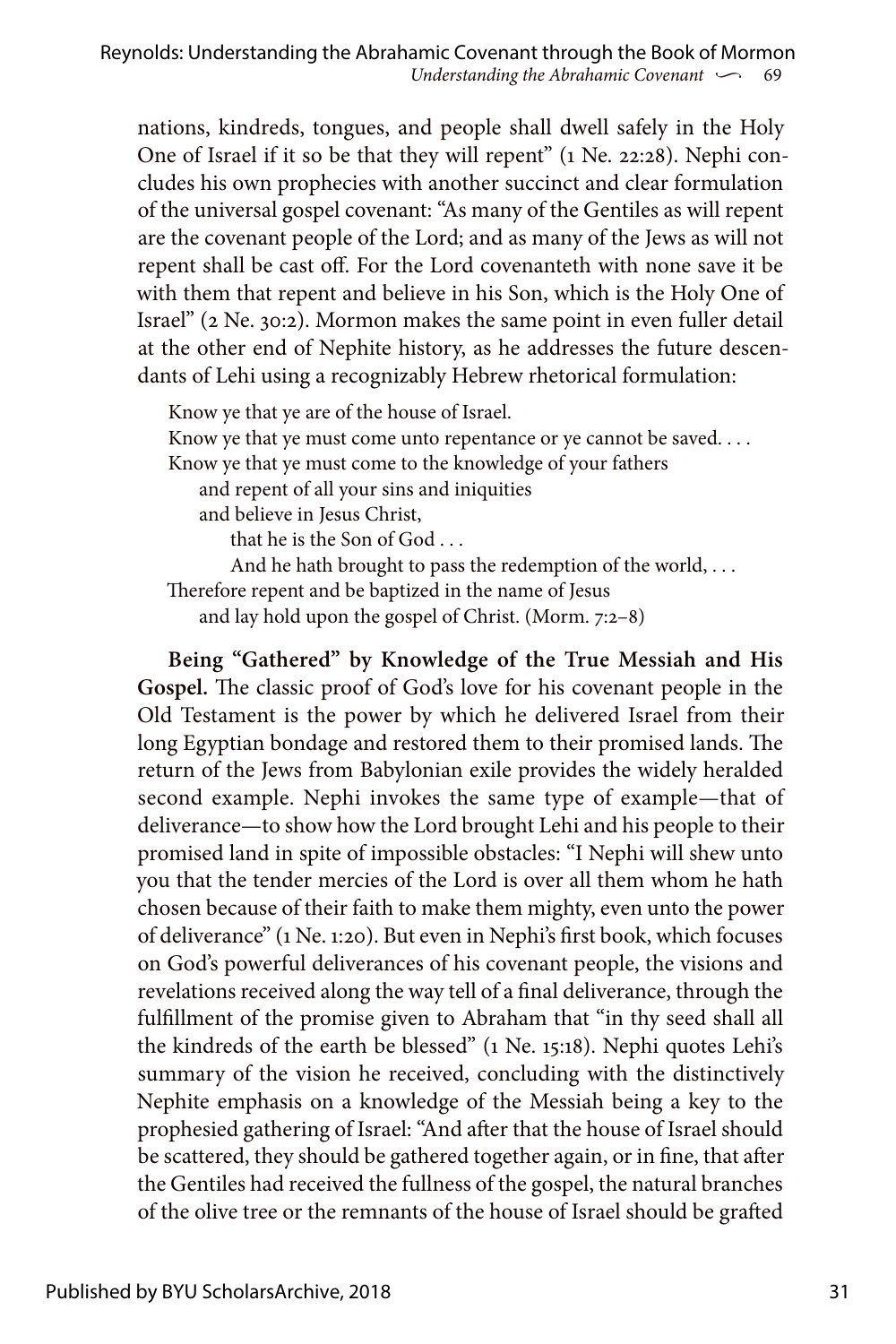nations, kindreds, tongues, and people shall dwell safely in the Holy One of Israel if it so be that they will repent" (1 Ne. 22:28). Nephi concludes his own prophecies with another succinct and clear formulation of the universal gospel covenant: "As many of the Gentiles as will repent are the covenant people of the Lord; and as many of the Jews as will not repent shall be cast off. For the Lord covenanteth with none save it be with them that repent and believe in his Son, which is the Holy One of Israel" (2 Ne. 30:2). Mormon makes the same point in even fuller detail at the other end of Nephite history, as he addresses the future descendants of Lehi using a recognizably Hebrew rhetorical formulation:

> Know ye that ye are of the house of Israel.
> Know ye that ye must come unto repentance or ye cannot be saved. . . .
> Know ye that ye must come to the knowledge of your fathers
> &nbsp;&nbsp;&nbsp;&nbsp;and repent of all your sins and iniquities
> &nbsp;&nbsp;&nbsp;&nbsp;and believe in Jesus Christ,
> &nbsp;&nbsp;&nbsp;&nbsp;&nbsp;&nbsp;&nbsp;&nbsp;that he is the Son of God . . .
> &nbsp;&nbsp;&nbsp;&nbsp;&nbsp;&nbsp;&nbsp;&nbsp;And he hath brought to pass the redemption of the world, . . .
> Therefore repent and be baptized in the name of Jesus
> &nbsp;&nbsp;&nbsp;&nbsp;and lay hold upon the gospel of Christ. (Morm. 7:2–8)

**Being "Gathered" by Knowledge of the True Messiah and His Gospel.** The classic proof of God's love for his covenant people in the Old Testament is the power by which he delivered Israel from their long Egyptian bondage and restored them to their promised lands. The return of the Jews from Babylonian exile provides the widely heralded second example. Nephi invokes the same type of example—that of deliverance—to show how the Lord brought Lehi and his people to their promised land in spite of impossible obstacles: "I Nephi will shew unto you that the tender mercies of the Lord is over all them whom he hath chosen because of their faith to make them mighty, even unto the power of deliverance" (1 Ne. 1:20). But even in Nephi's first book, which focuses on God's powerful deliverances of his covenant people, the visions and revelations received along the way tell of a final deliverance, through the fulfillment of the promise given to Abraham that "in thy seed shall all the kindreds of the earth be blessed" (1 Ne. 15:18). Nephi quotes Lehi's summary of the vision he received, concluding with the distinctively Nephite emphasis on a knowledge of the Messiah being a key to the prophesied gathering of Israel: "And after that the house of Israel should be scattered, they should be gathered together again, or in fine, that after the Gentiles had received the fullness of the gospel, the natural branches of the olive tree or the remnants of the house of Israel should be grafted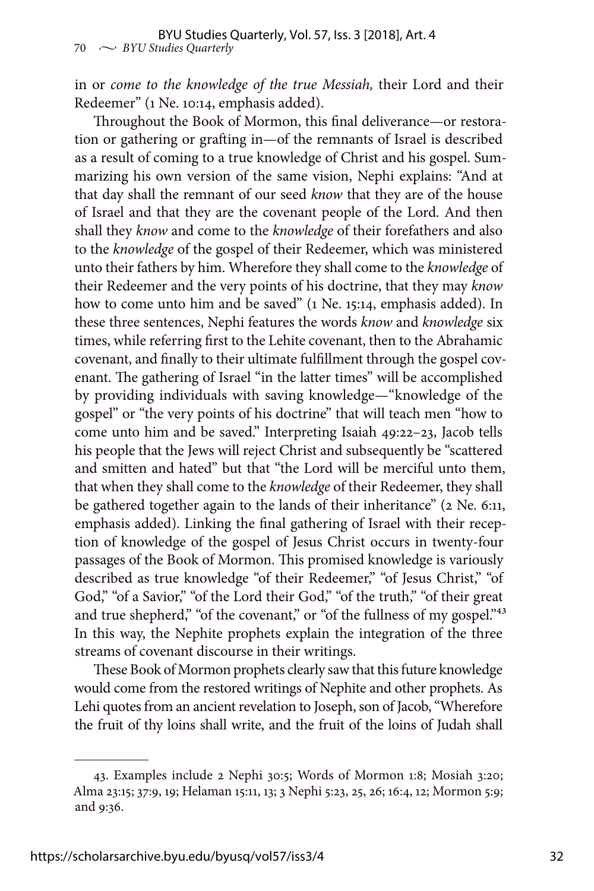in or *come to the knowledge of the true Messiah,* their Lord and their Redeemer" (1 Ne. 10:14, emphasis added).

Throughout the Book of Mormon, this final deliverance—or restoration or gathering or grafting in—of the remnants of Israel is described as a result of coming to a true knowledge of Christ and his gospel. Summarizing his own version of the same vision, Nephi explains: "And at that day shall the remnant of our seed *know* that they are of the house of Israel and that they are the covenant people of the Lord. And then shall they *know* and come to the *knowledge* of their forefathers and also to the *knowledge* of the gospel of their Redeemer, which was ministered unto their fathers by him. Wherefore they shall come to the *knowledge* of their Redeemer and the very points of his doctrine, that they may *know* how to come unto him and be saved" (1 Ne. 15:14, emphasis added). In these three sentences, Nephi features the words *know* and *knowledge* six times, while referring first to the Lehite covenant, then to the Abrahamic covenant, and finally to their ultimate fulfillment through the gospel covenant. The gathering of Israel "in the latter times" will be accomplished by providing individuals with saving knowledge—"knowledge of the gospel" or "the very points of his doctrine" that will teach men "how to come unto him and be saved." Interpreting Isaiah 49:22–23, Jacob tells his people that the Jews will reject Christ and subsequently be "scattered and smitten and hated" but that "the Lord will be merciful unto them, that when they shall come to the *knowledge* of their Redeemer, they shall be gathered together again to the lands of their inheritance" (2 Ne. 6:11, emphasis added). Linking the final gathering of Israel with their reception of knowledge of the gospel of Jesus Christ occurs in twenty-four passages of the Book of Mormon. This promised knowledge is variously described as true knowledge "of their Redeemer," "of Jesus Christ," "of God," "of a Savior," "of the Lord their God," "of the truth," "of their great and true shepherd," "of the covenant," or "of the fullness of my gospel."[43] In this way, the Nephite prophets explain the integration of the three streams of covenant discourse in their writings.

These Book of Mormon prophets clearly saw that this future knowledge would come from the restored writings of Nephite and other prophets. As Lehi quotes from an ancient revelation to Joseph, son of Jacob, "Wherefore the fruit of thy loins shall write, and the fruit of the loins of Judah shall

---

43. Examples include 2 Nephi 30:5; Words of Mormon 1:8; Mosiah 3:20; Alma 23:15; 37:9, 19; Helaman 15:11, 13; 3 Nephi 5:23, 25, 26; 16:4, 12; Mormon 5:9; and 9:36.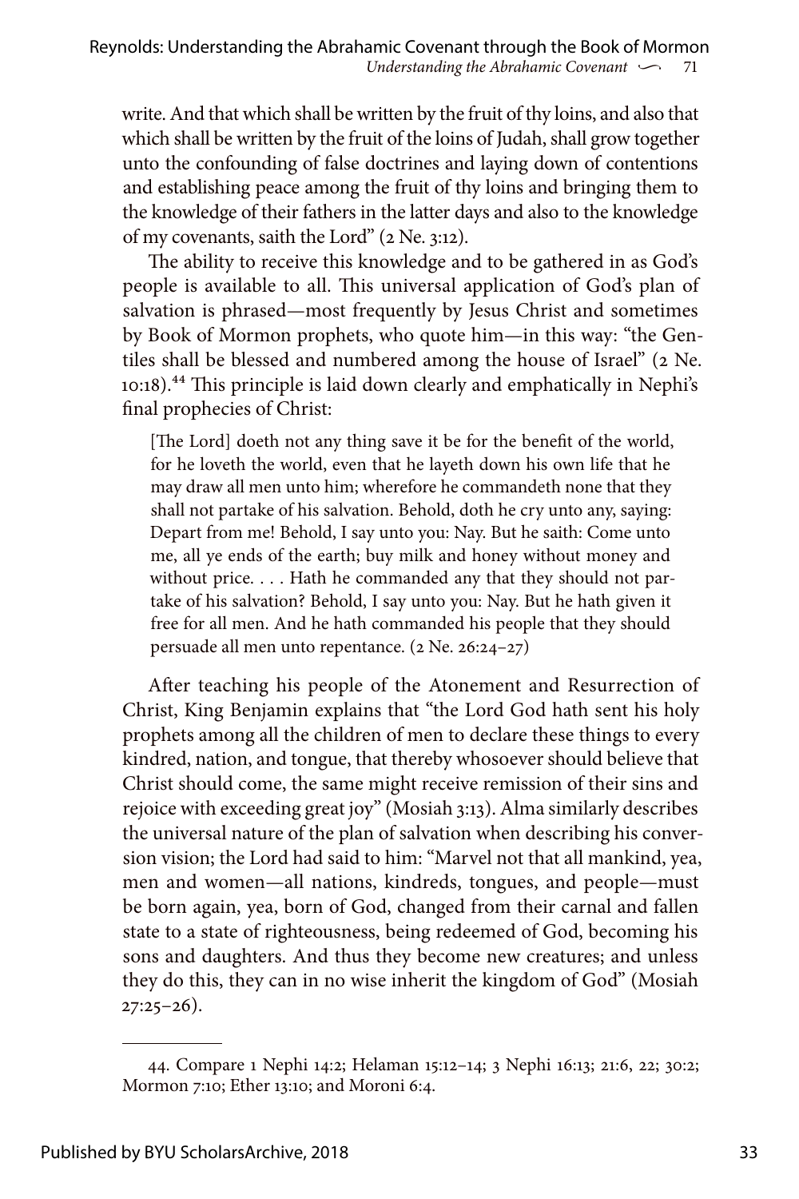write. And that which shall be written by the fruit of thy loins, and also that which shall be written by the fruit of the loins of Judah, shall grow together unto the confounding of false doctrines and laying down of contentions and establishing peace among the fruit of thy loins and bringing them to the knowledge of their fathers in the latter days and also to the knowledge of my covenants, saith the Lord" (2 Ne. 3:12).

The ability to receive this knowledge and to be gathered in as God's people is available to all. This universal application of God's plan of salvation is phrased—most frequently by Jesus Christ and sometimes by Book of Mormon prophets, who quote him—in this way: "the Gentiles shall be blessed and numbered among the house of Israel" (2 Ne. 10:18).[44] This principle is laid down clearly and emphatically in Nephi's final prophecies of Christ:

> [The Lord] doeth not any thing save it be for the benefit of the world, for he loveth the world, even that he layeth down his own life that he may draw all men unto him; wherefore he commandeth none that they shall not partake of his salvation. Behold, doth he cry unto any, saying: Depart from me! Behold, I say unto you: Nay. But he saith: Come unto me, all ye ends of the earth; buy milk and honey without money and without price. . . . Hath he commanded any that they should not partake of his salvation? Behold, I say unto you: Nay. But he hath given it free for all men. And he hath commanded his people that they should persuade all men unto repentance. (2 Ne. 26:24–27)

After teaching his people of the Atonement and Resurrection of Christ, King Benjamin explains that "the Lord God hath sent his holy prophets among all the children of men to declare these things to every kindred, nation, and tongue, that thereby whosoever should believe that Christ should come, the same might receive remission of their sins and rejoice with exceeding great joy" (Mosiah 3:13). Alma similarly describes the universal nature of the plan of salvation when describing his conversion vision; the Lord had said to him: "Marvel not that all mankind, yea, men and women—all nations, kindreds, tongues, and people—must be born again, yea, born of God, changed from their carnal and fallen state to a state of righteousness, being redeemed of God, becoming his sons and daughters. And thus they become new creatures; and unless they do this, they can in no wise inherit the kingdom of God" (Mosiah 27:25–26).

---

44. Compare 1 Nephi 14:2; Helaman 15:12–14; 3 Nephi 16:13; 21:6, 22; 30:2; Mormon 7:10; Ether 13:10; and Moroni 6:4.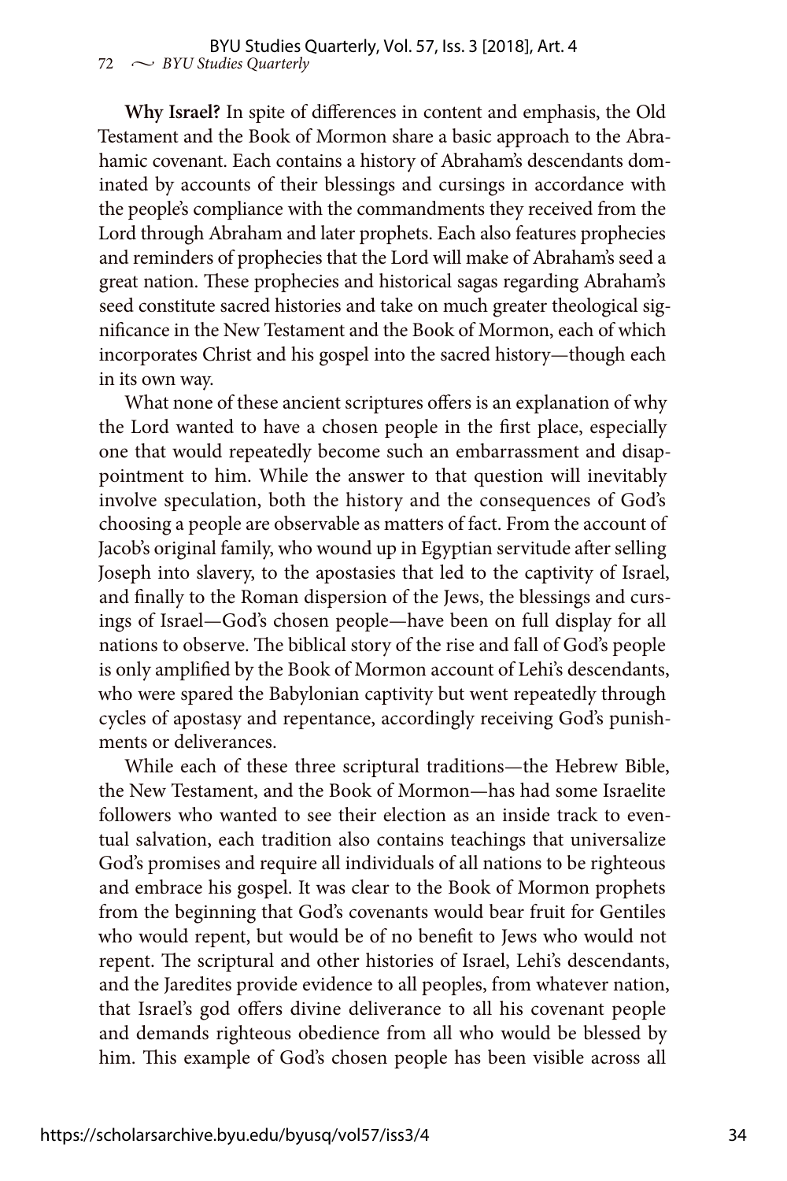**Why Israel?** In spite of differences in content and emphasis, the Old Testament and the Book of Mormon share a basic approach to the Abrahamic covenant. Each contains a history of Abraham's descendants dominated by accounts of their blessings and cursings in accordance with the people's compliance with the commandments they received from the Lord through Abraham and later prophets. Each also features prophecies and reminders of prophecies that the Lord will make of Abraham's seed a great nation. These prophecies and historical sagas regarding Abraham's seed constitute sacred histories and take on much greater theological significance in the New Testament and the Book of Mormon, each of which incorporates Christ and his gospel into the sacred history—though each in its own way.

What none of these ancient scriptures offers is an explanation of why the Lord wanted to have a chosen people in the first place, especially one that would repeatedly become such an embarrassment and disappointment to him. While the answer to that question will inevitably involve speculation, both the history and the consequences of God's choosing a people are observable as matters of fact. From the account of Jacob's original family, who wound up in Egyptian servitude after selling Joseph into slavery, to the apostasies that led to the captivity of Israel, and finally to the Roman dispersion of the Jews, the blessings and cursings of Israel—God's chosen people—have been on full display for all nations to observe. The biblical story of the rise and fall of God's people is only amplified by the Book of Mormon account of Lehi's descendants, who were spared the Babylonian captivity but went repeatedly through cycles of apostasy and repentance, accordingly receiving God's punishments or deliverances.

While each of these three scriptural traditions—the Hebrew Bible, the New Testament, and the Book of Mormon—has had some Israelite followers who wanted to see their election as an inside track to eventual salvation, each tradition also contains teachings that universalize God's promises and require all individuals of all nations to be righteous and embrace his gospel. It was clear to the Book of Mormon prophets from the beginning that God's covenants would bear fruit for Gentiles who would repent, but would be of no benefit to Jews who would not repent. The scriptural and other histories of Israel, Lehi's descendants, and the Jaredites provide evidence to all peoples, from whatever nation, that Israel's god offers divine deliverance to all his covenant people and demands righteous obedience from all who would be blessed by him. This example of God's chosen people has been visible across all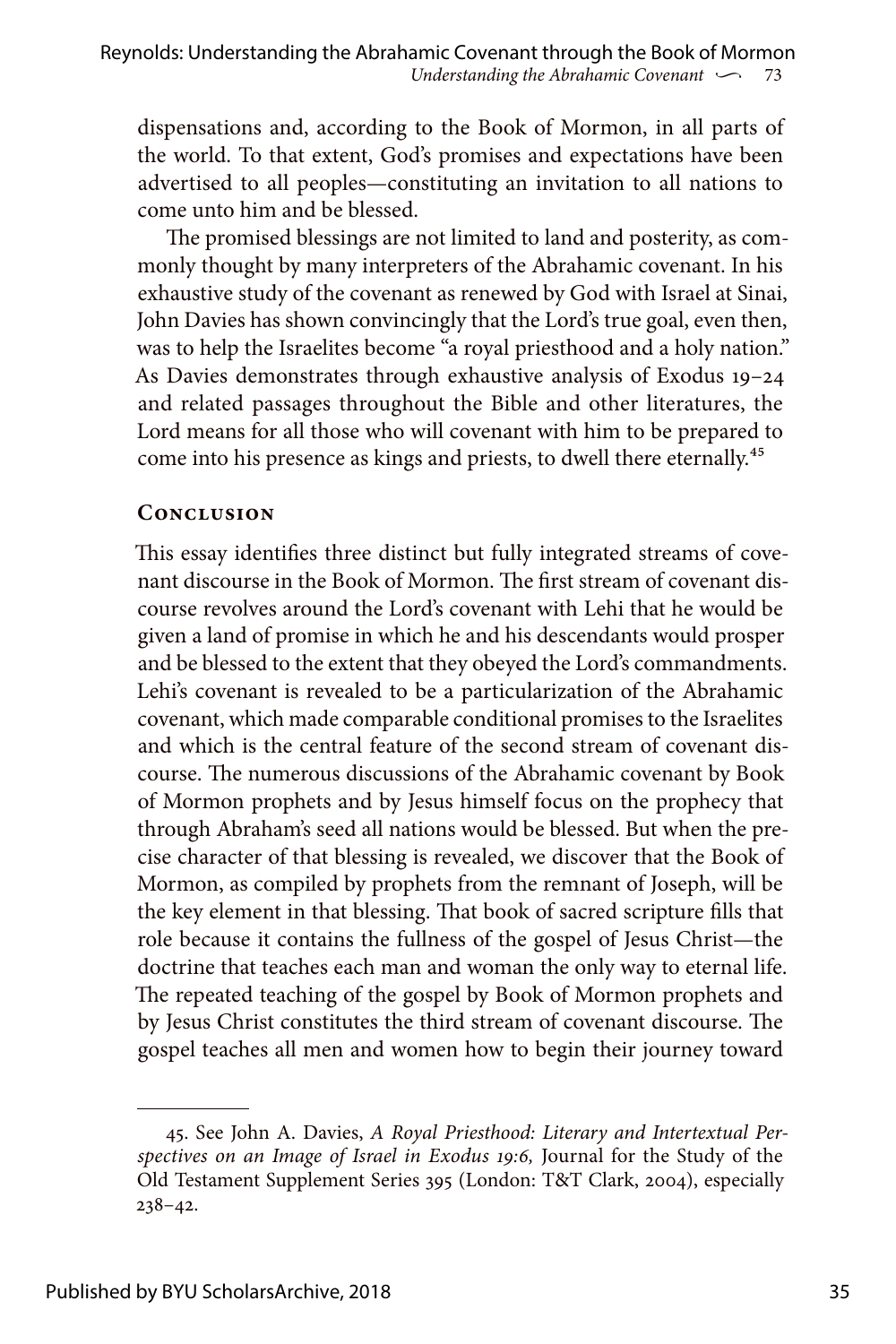dispensations and, according to the Book of Mormon, in all parts of the world. To that extent, God's promises and expectations have been advertised to all peoples—constituting an invitation to all nations to come unto him and be blessed.

The promised blessings are not limited to land and posterity, as commonly thought by many interpreters of the Abrahamic covenant. In his exhaustive study of the covenant as renewed by God with Israel at Sinai, John Davies has shown convincingly that the Lord's true goal, even then, was to help the Israelites become "a royal priesthood and a holy nation." As Davies demonstrates through exhaustive analysis of Exodus 19–24 and related passages throughout the Bible and other literatures, the Lord means for all those who will covenant with him to be prepared to come into his presence as kings and priests, to dwell there eternally.[45]

## Conclusion

This essay identifies three distinct but fully integrated streams of covenant discourse in the Book of Mormon. The first stream of covenant discourse revolves around the Lord's covenant with Lehi that he would be given a land of promise in which he and his descendants would prosper and be blessed to the extent that they obeyed the Lord's commandments. Lehi's covenant is revealed to be a particularization of the Abrahamic covenant, which made comparable conditional promises to the Israelites and which is the central feature of the second stream of covenant discourse. The numerous discussions of the Abrahamic covenant by Book of Mormon prophets and by Jesus himself focus on the prophecy that through Abraham's seed all nations would be blessed. But when the precise character of that blessing is revealed, we discover that the Book of Mormon, as compiled by prophets from the remnant of Joseph, will be the key element in that blessing. That book of sacred scripture fills that role because it contains the fullness of the gospel of Jesus Christ—the doctrine that teaches each man and woman the only way to eternal life. The repeated teaching of the gospel by Book of Mormon prophets and by Jesus Christ constitutes the third stream of covenant discourse. The gospel teaches all men and women how to begin their journey toward

---

45. See John A. Davies, *A Royal Priesthood: Literary and Intertextual Perspectives on an Image of Israel in Exodus 19:6,* Journal for the Study of the Old Testament Supplement Series 395 (London: T&T Clark, 2004), especially 238–42.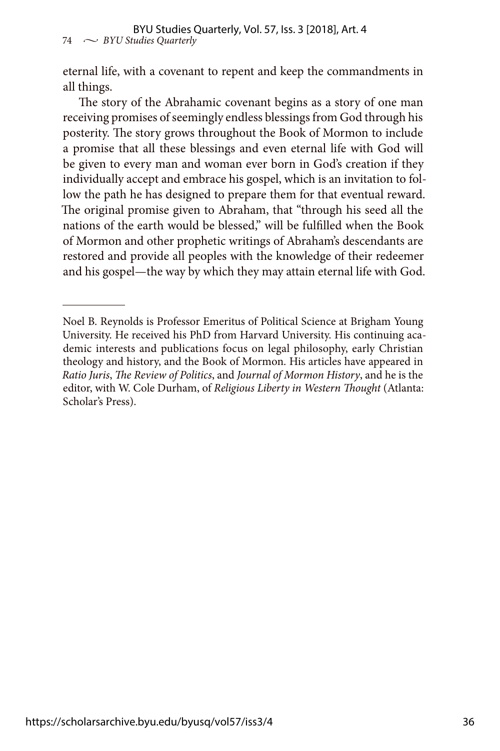eternal life, with a covenant to repent and keep the commandments in all things.

The story of the Abrahamic covenant begins as a story of one man receiving promises of seemingly endless blessings from God through his posterity. The story grows throughout the Book of Mormon to include a promise that all these blessings and even eternal life with God will be given to every man and woman ever born in God's creation if they individually accept and embrace his gospel, which is an invitation to follow the path he has designed to prepare them for that eventual reward. The original promise given to Abraham, that "through his seed all the nations of the earth would be blessed," will be fulfilled when the Book of Mormon and other prophetic writings of Abraham's descendants are restored and provide all peoples with the knowledge of their redeemer and his gospel—the way by which they may attain eternal life with God.

---

Noel B. Reynolds is Professor Emeritus of Political Science at Brigham Young University. He received his PhD from Harvard University. His continuing academic interests and publications focus on legal philosophy, early Christian theology and history, and the Book of Mormon. His articles have appeared in *Ratio Juris*, *The Review of Politics*, and *Journal of Mormon History*, and he is the editor, with W. Cole Durham, of *Religious Liberty in Western Thought* (Atlanta: Scholar's Press).